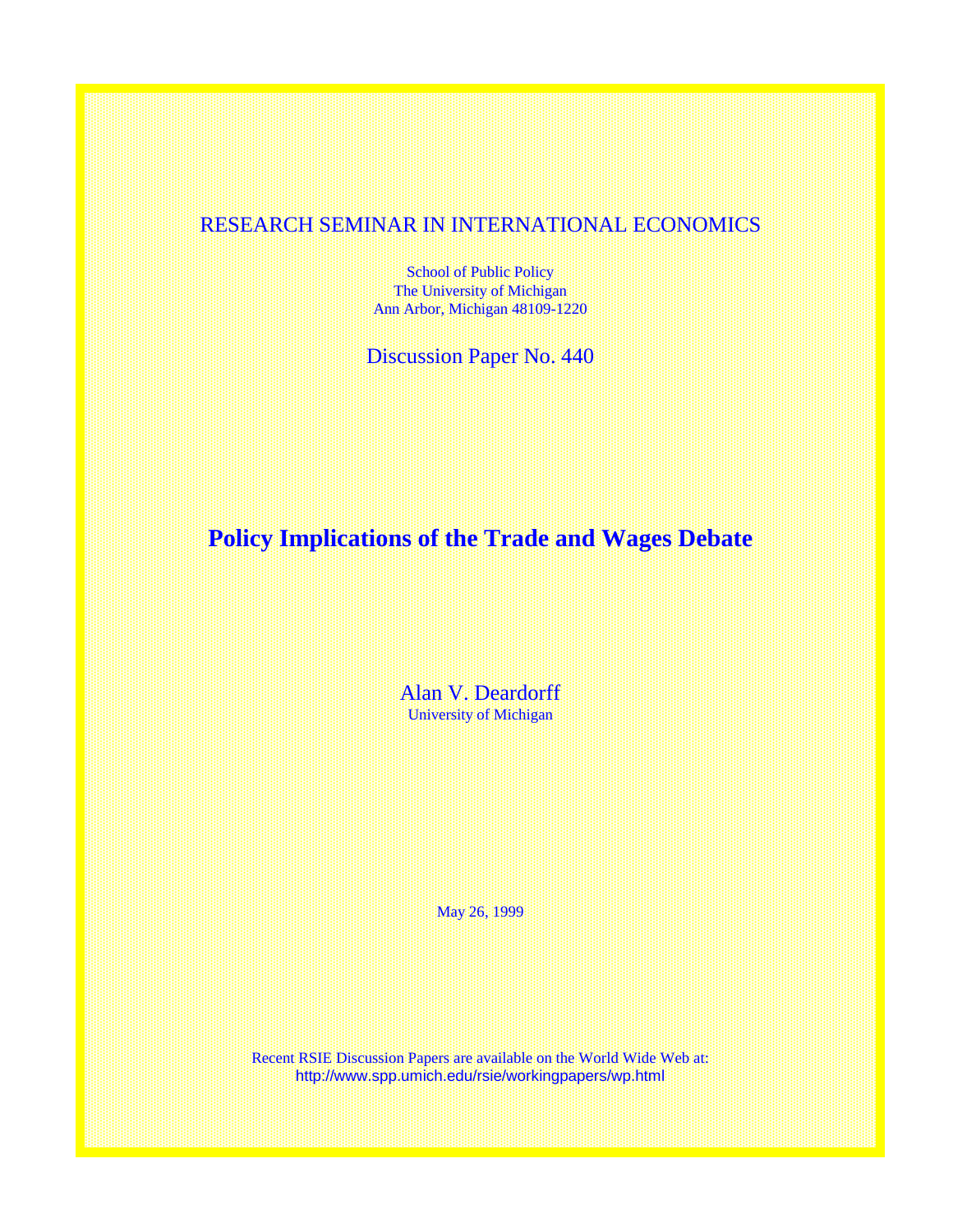RESEARCH SEMINAR IN INTERNATIONAL ECONOMICS

School of Public Policy
The University of Michigan
Ann Arbor, Michigan 48109-1220

Discussion Paper No. 440

# Policy Implications of the Trade and Wages Debate

Alan V. Deardorff
University of Michigan

May 26, 1999

Recent RSIE Discussion Papers are available on the World Wide Web at:
http://www.spp.umich.edu/rsie/workingpapers/wp.html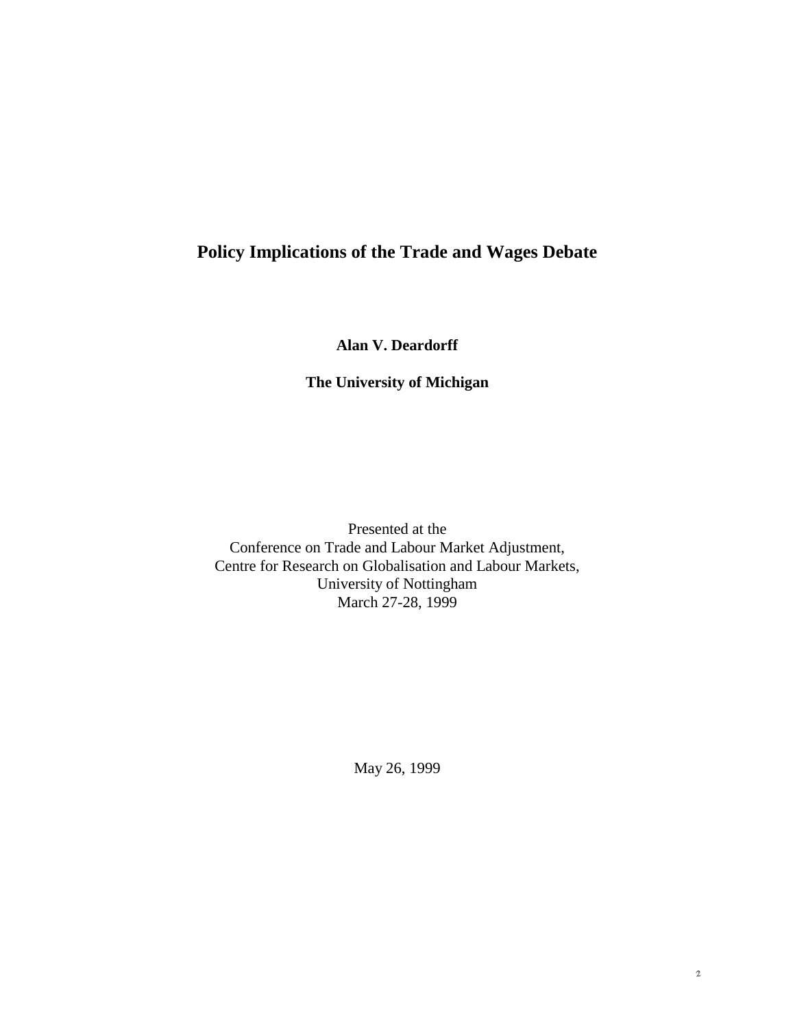# Policy Implications of the Trade and Wages Debate

**Alan V. Deardorff**

**The University of Michigan**

Presented at the
Conference on Trade and Labour Market Adjustment,
Centre for Research on Globalisation and Labour Markets,
University of Nottingham
March 27-28, 1999

May 26, 1999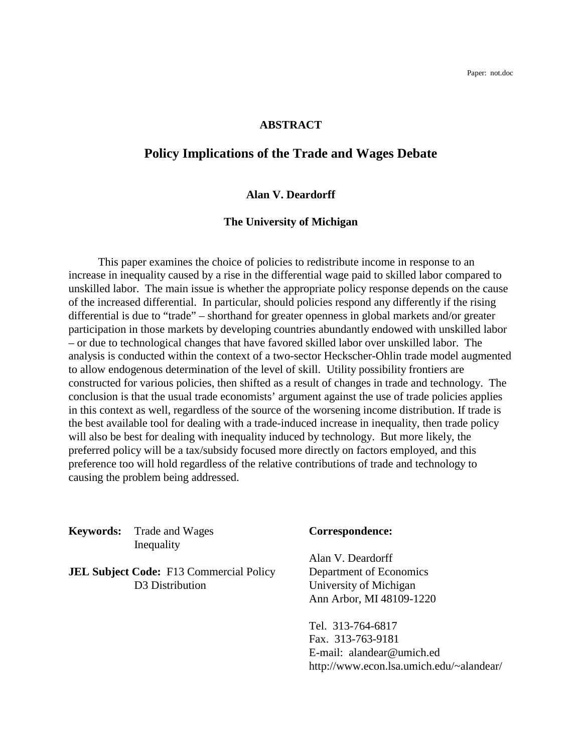Paper: not.doc

**ABSTRACT**

# Policy Implications of the Trade and Wages Debate

**Alan V. Deardorff**

**The University of Michigan**

This paper examines the choice of policies to redistribute income in response to an increase in inequality caused by a rise in the differential wage paid to skilled labor compared to unskilled labor. The main issue is whether the appropriate policy response depends on the cause of the increased differential. In particular, should policies respond any differently if the rising differential is due to "trade" – shorthand for greater openness in global markets and/or greater participation in those markets by developing countries abundantly endowed with unskilled labor – or due to technological changes that have favored skilled labor over unskilled labor. The analysis is conducted within the context of a two-sector Heckscher-Ohlin trade model augmented to allow endogenous determination of the level of skill. Utility possibility frontiers are constructed for various policies, then shifted as a result of changes in trade and technology. The conclusion is that the usual trade economists' argument against the use of trade policies applies in this context as well, regardless of the source of the worsening income distribution. If trade is the best available tool for dealing with a trade-induced increase in inequality, then trade policy will also be best for dealing with inequality induced by technology. But more likely, the preferred policy will be a tax/subsidy focused more directly on factors employed, and this preference too will hold regardless of the relative contributions of trade and technology to causing the problem being addressed.

**Keywords:** Trade and Wages
Inequality

**JEL Subject Code:** F13 Commercial Policy
D3 Distribution

**Correspondence:**

Alan V. Deardorff
Department of Economics
University of Michigan
Ann Arbor, MI 48109-1220

Tel. 313-764-6817
Fax. 313-763-9181
E-mail: alandear@umich.ed
http://www.econ.lsa.umich.edu/~alandear/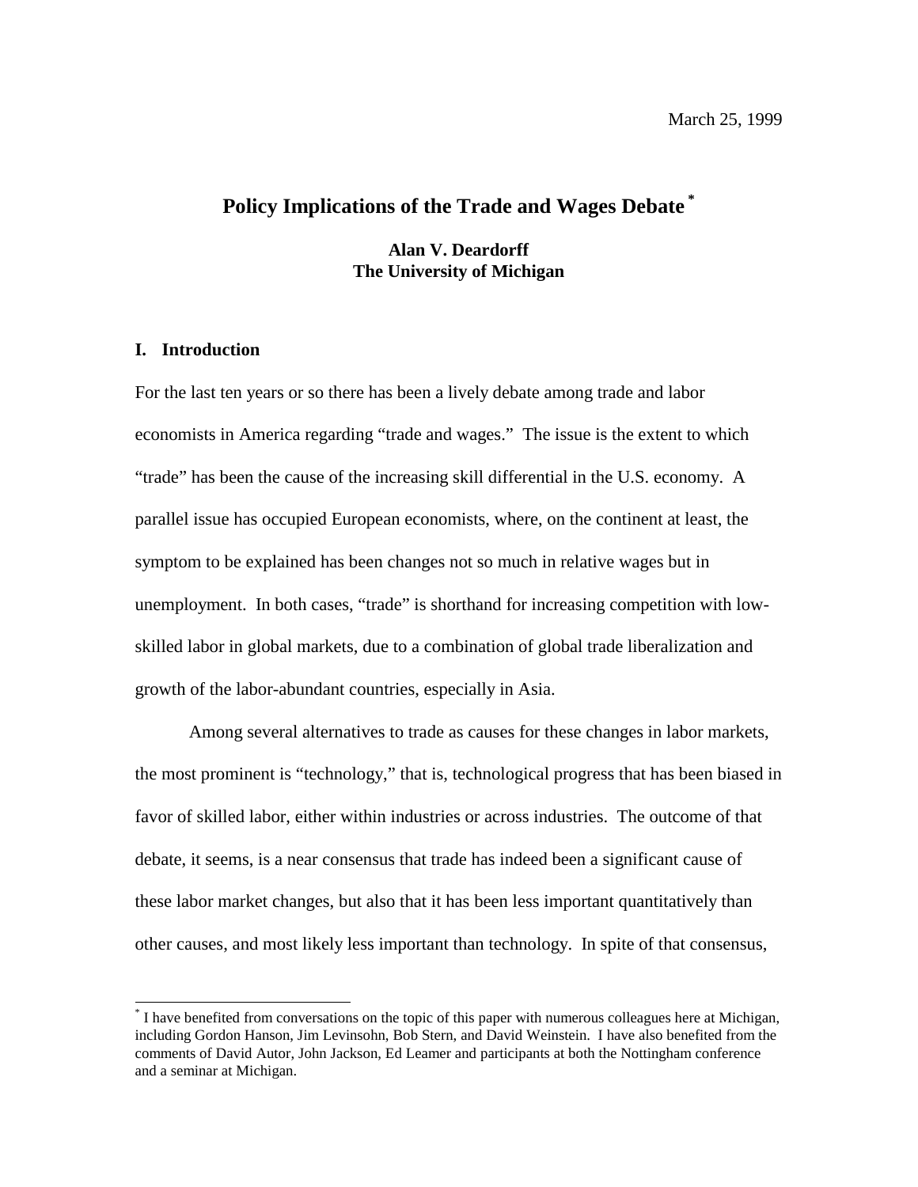March 25, 1999

# Policy Implications of the Trade and Wages Debate [*]

**Alan V. Deardorff**
**The University of Michigan**

## I. Introduction

For the last ten years or so there has been a lively debate among trade and labor economists in America regarding "trade and wages." The issue is the extent to which "trade" has been the cause of the increasing skill differential in the U.S. economy. A parallel issue has occupied European economists, where, on the continent at least, the symptom to be explained has been changes not so much in relative wages but in unemployment. In both cases, "trade" is shorthand for increasing competition with low-skilled labor in global markets, due to a combination of global trade liberalization and growth of the labor-abundant countries, especially in Asia.

Among several alternatives to trade as causes for these changes in labor markets, the most prominent is "technology," that is, technological progress that has been biased in favor of skilled labor, either within industries or across industries. The outcome of that debate, it seems, is a near consensus that trade has indeed been a significant cause of these labor market changes, but also that it has been less important quantitatively than other causes, and most likely less important than technology. In spite of that consensus,

---

[*] I have benefited from conversations on the topic of this paper with numerous colleagues here at Michigan, including Gordon Hanson, Jim Levinsohn, Bob Stern, and David Weinstein. I have also benefited from the comments of David Autor, John Jackson, Ed Leamer and participants at both the Nottingham conference and a seminar at Michigan.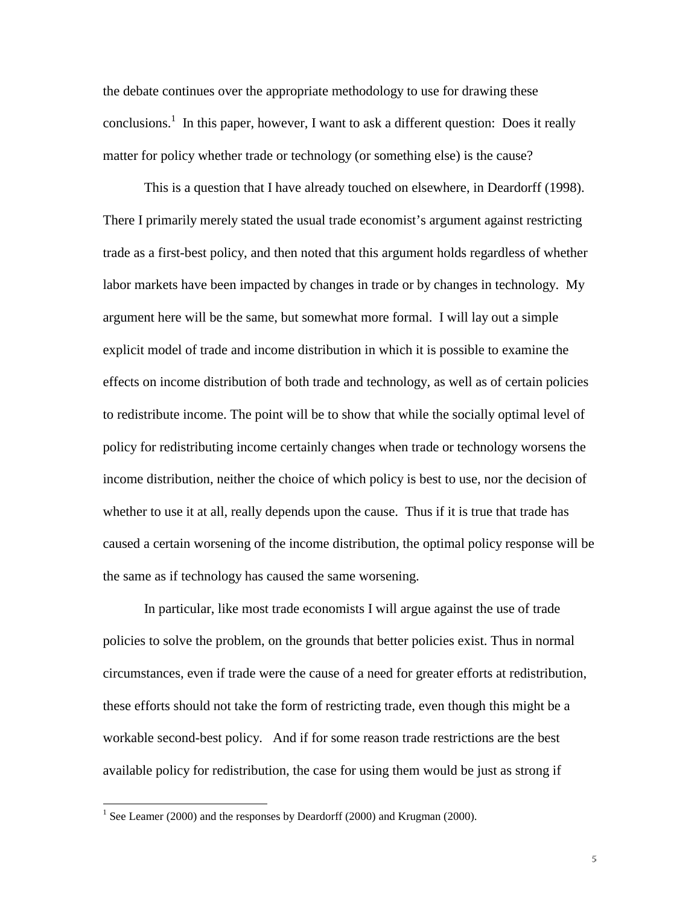the debate continues over the appropriate methodology to use for drawing these conclusions.[1] In this paper, however, I want to ask a different question: Does it really matter for policy whether trade or technology (or something else) is the cause?

This is a question that I have already touched on elsewhere, in Deardorff (1998). There I primarily merely stated the usual trade economist's argument against restricting trade as a first-best policy, and then noted that this argument holds regardless of whether labor markets have been impacted by changes in trade or by changes in technology. My argument here will be the same, but somewhat more formal. I will lay out a simple explicit model of trade and income distribution in which it is possible to examine the effects on income distribution of both trade and technology, as well as of certain policies to redistribute income. The point will be to show that while the socially optimal level of policy for redistributing income certainly changes when trade or technology worsens the income distribution, neither the choice of which policy is best to use, nor the decision of whether to use it at all, really depends upon the cause. Thus if it is true that trade has caused a certain worsening of the income distribution, the optimal policy response will be the same as if technology has caused the same worsening.

In particular, like most trade economists I will argue against the use of trade policies to solve the problem, on the grounds that better policies exist. Thus in normal circumstances, even if trade were the cause of a need for greater efforts at redistribution, these efforts should not take the form of restricting trade, even though this might be a workable second-best policy. And if for some reason trade restrictions are the best available policy for redistribution, the case for using them would be just as strong if

[1] See Leamer (2000) and the responses by Deardorff (2000) and Krugman (2000).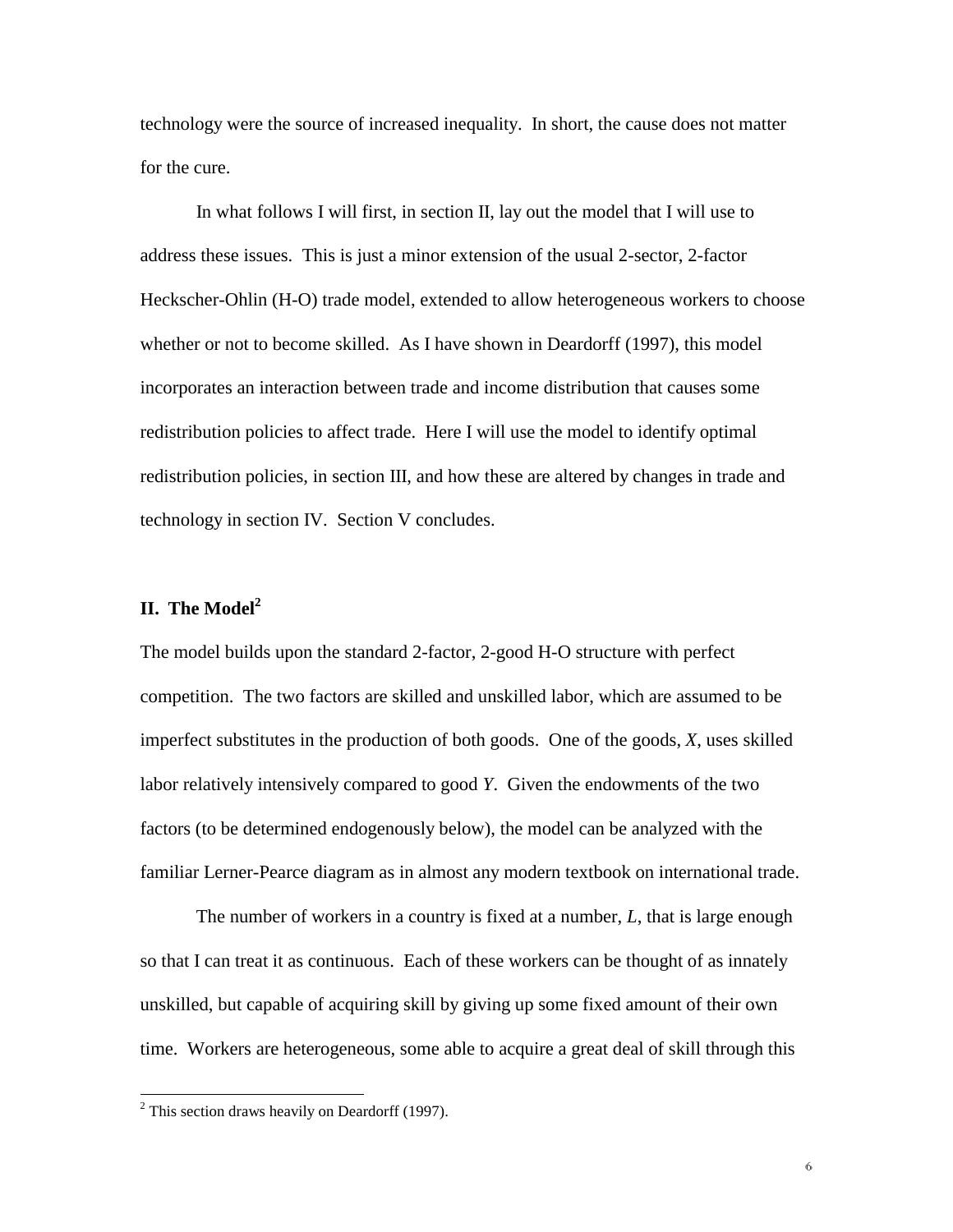technology were the source of increased inequality. In short, the cause does not matter for the cure.

In what follows I will first, in section II, lay out the model that I will use to address these issues. This is just a minor extension of the usual 2-sector, 2-factor Heckscher-Ohlin (H-O) trade model, extended to allow heterogeneous workers to choose whether or not to become skilled. As I have shown in Deardorff (1997), this model incorporates an interaction between trade and income distribution that causes some redistribution policies to affect trade. Here I will use the model to identify optimal redistribution policies, in section III, and how these are altered by changes in trade and technology in section IV. Section V concludes.

## II. The Model[2]

The model builds upon the standard 2-factor, 2-good H-O structure with perfect competition. The two factors are skilled and unskilled labor, which are assumed to be imperfect substitutes in the production of both goods. One of the goods, $X$, uses skilled labor relatively intensively compared to good $Y$. Given the endowments of the two factors (to be determined endogenously below), the model can be analyzed with the familiar Lerner-Pearce diagram as in almost any modern textbook on international trade.

The number of workers in a country is fixed at a number, $L$, that is large enough so that I can treat it as continuous. Each of these workers can be thought of as innately unskilled, but capable of acquiring skill by giving up some fixed amount of their own time. Workers are heterogeneous, some able to acquire a great deal of skill through this

---

[2] This section draws heavily on Deardorff (1997).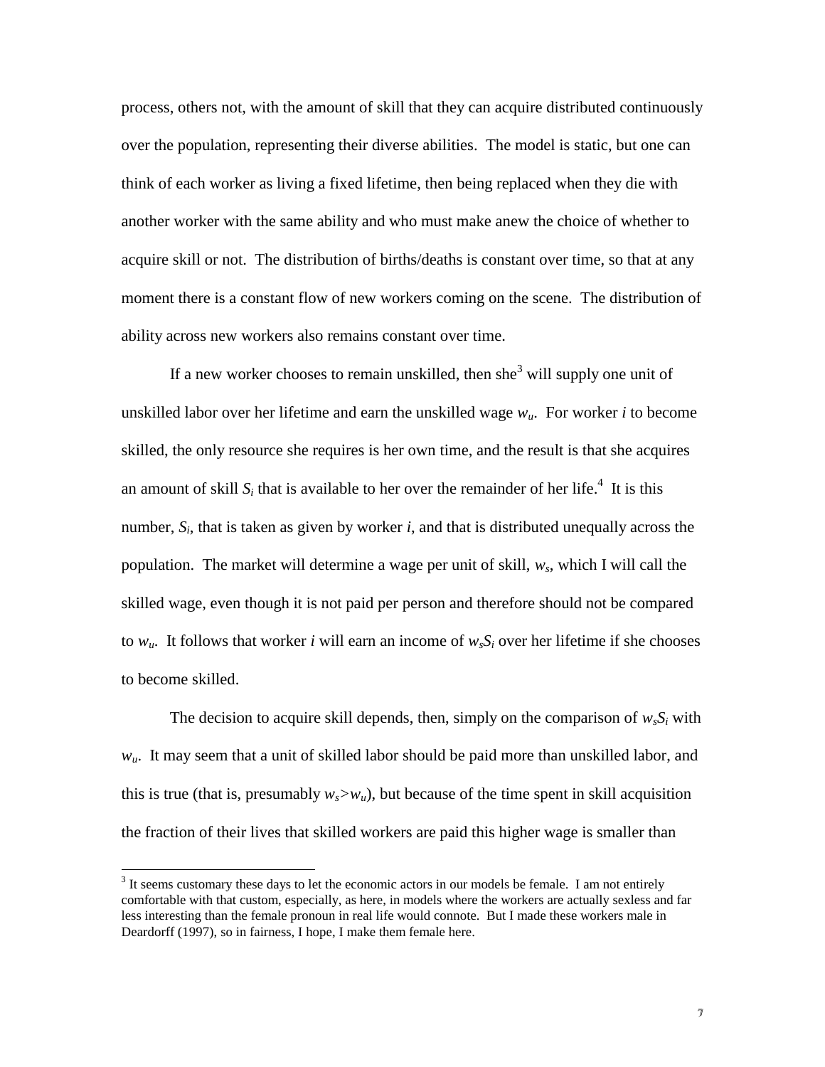process, others not, with the amount of skill that they can acquire distributed continuously over the population, representing their diverse abilities. The model is static, but one can think of each worker as living a fixed lifetime, then being replaced when they die with another worker with the same ability and who must make anew the choice of whether to acquire skill or not. The distribution of births/deaths is constant over time, so that at any moment there is a constant flow of new workers coming on the scene. The distribution of ability across new workers also remains constant over time.

If a new worker chooses to remain unskilled, then she[3] will supply one unit of unskilled labor over her lifetime and earn the unskilled wage $w_u$. For worker $i$ to become skilled, the only resource she requires is her own time, and the result is that she acquires an amount of skill $S_i$ that is available to her over the remainder of her life.[4] It is this number, $S_i$, that is taken as given by worker $i$, and that is distributed unequally across the population. The market will determine a wage per unit of skill, $w_s$, which I will call the skilled wage, even though it is not paid per person and therefore should not be compared to $w_u$. It follows that worker $i$ will earn an income of $w_sS_i$ over her lifetime if she chooses to become skilled.

The decision to acquire skill depends, then, simply on the comparison of $w_sS_i$ with $w_u$. It may seem that a unit of skilled labor should be paid more than unskilled labor, and this is true (that is, presumably $w_s>w_u$), but because of the time spent in skill acquisition the fraction of their lives that skilled workers are paid this higher wage is smaller than

---

[3] It seems customary these days to let the economic actors in our models be female. I am not entirely comfortable with that custom, especially, as here, in models where the workers are actually sexless and far less interesting than the female pronoun in real life would connote. But I made these workers male in Deardorff (1997), so in fairness, I hope, I make them female here.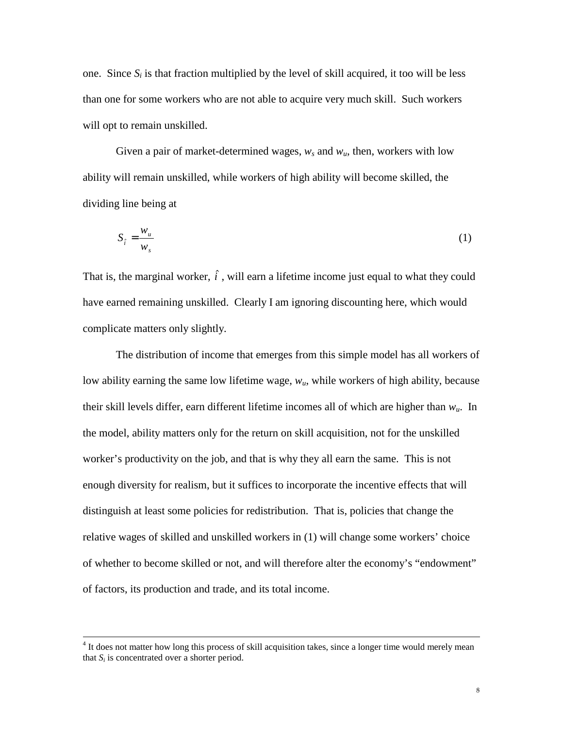one. Since $S_i$ is that fraction multiplied by the level of skill acquired, it too will be less than one for some workers who are not able to acquire very much skill. Such workers will opt to remain unskilled.

Given a pair of market-determined wages, $w_s$ and $w_u$, then, workers with low ability will remain unskilled, while workers of high ability will become skilled, the dividing line being at

$$S_{\hat{i}} = \frac{w_u}{w_s} \tag{1}$$

That is, the marginal worker, $\hat{i}$, will earn a lifetime income just equal to what they could have earned remaining unskilled. Clearly I am ignoring discounting here, which would complicate matters only slightly.

The distribution of income that emerges from this simple model has all workers of low ability earning the same low lifetime wage, $w_u$, while workers of high ability, because their skill levels differ, earn different lifetime incomes all of which are higher than $w_u$. In the model, ability matters only for the return on skill acquisition, not for the unskilled worker's productivity on the job, and that is why they all earn the same. This is not enough diversity for realism, but it suffices to incorporate the incentive effects that will distinguish at least some policies for redistribution. That is, policies that change the relative wages of skilled and unskilled workers in (1) will change some workers' choice of whether to become skilled or not, and will therefore alter the economy's "endowment" of factors, its production and trade, and its total income.

---

[4] It does not matter how long this process of skill acquisition takes, since a longer time would merely mean that $S_i$ is concentrated over a shorter period.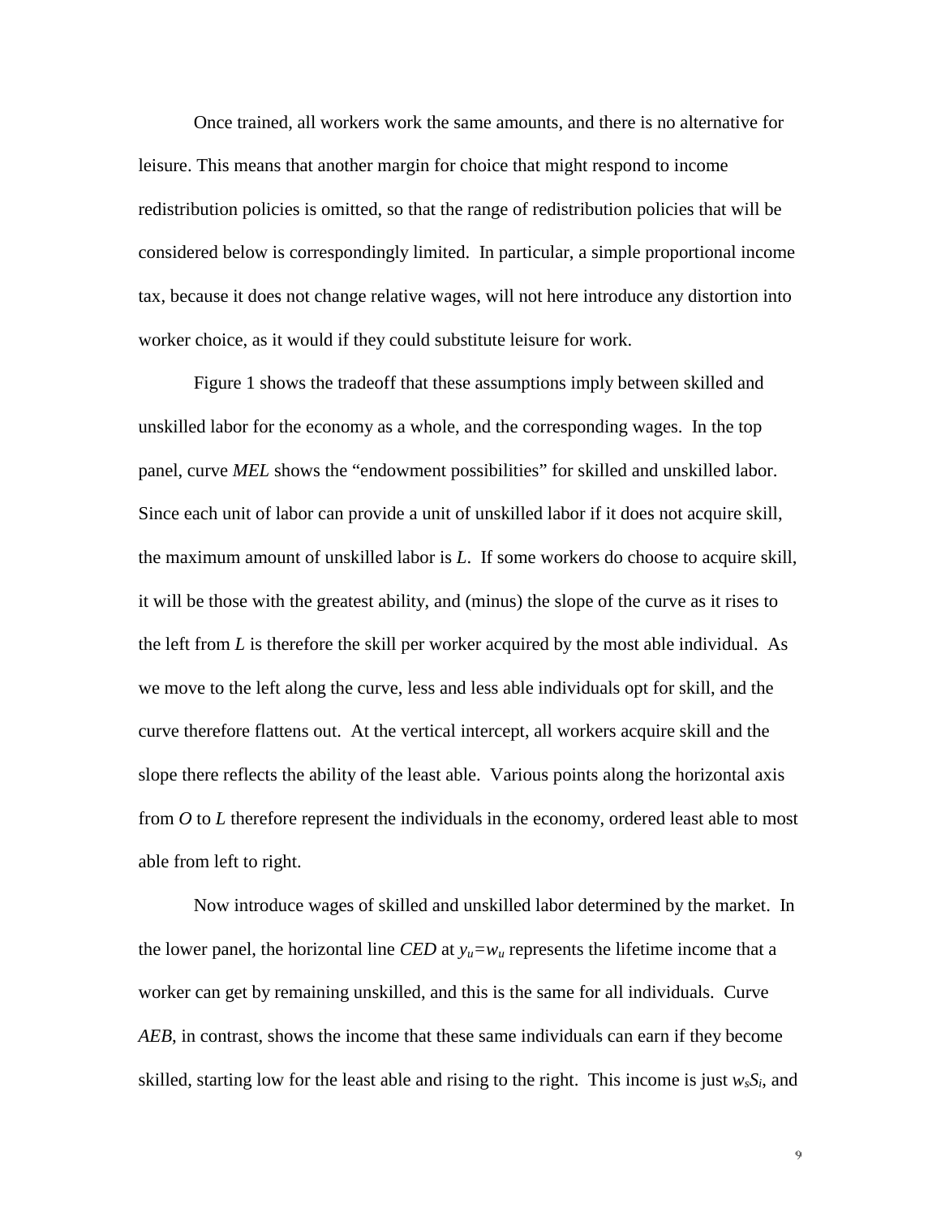Once trained, all workers work the same amounts, and there is no alternative for leisure. This means that another margin for choice that might respond to income redistribution policies is omitted, so that the range of redistribution policies that will be considered below is correspondingly limited. In particular, a simple proportional income tax, because it does not change relative wages, will not here introduce any distortion into worker choice, as it would if they could substitute leisure for work.

Figure 1 shows the tradeoff that these assumptions imply between skilled and unskilled labor for the economy as a whole, and the corresponding wages. In the top panel, curve *MEL* shows the "endowment possibilities" for skilled and unskilled labor. Since each unit of labor can provide a unit of unskilled labor if it does not acquire skill, the maximum amount of unskilled labor is $L$. If some workers do choose to acquire skill, it will be those with the greatest ability, and (minus) the slope of the curve as it rises to the left from $L$ is therefore the skill per worker acquired by the most able individual. As we move to the left along the curve, less and less able individuals opt for skill, and the curve therefore flattens out. At the vertical intercept, all workers acquire skill and the slope there reflects the ability of the least able. Various points along the horizontal axis from $O$ to $L$ therefore represent the individuals in the economy, ordered least able to most able from left to right.

Now introduce wages of skilled and unskilled labor determined by the market. In the lower panel, the horizontal line *CED* at $y_u=w_u$ represents the lifetime income that a worker can get by remaining unskilled, and this is the same for all individuals. Curve *AEB*, in contrast, shows the income that these same individuals can earn if they become skilled, starting low for the least able and rising to the right. This income is just $w_sS_i$, and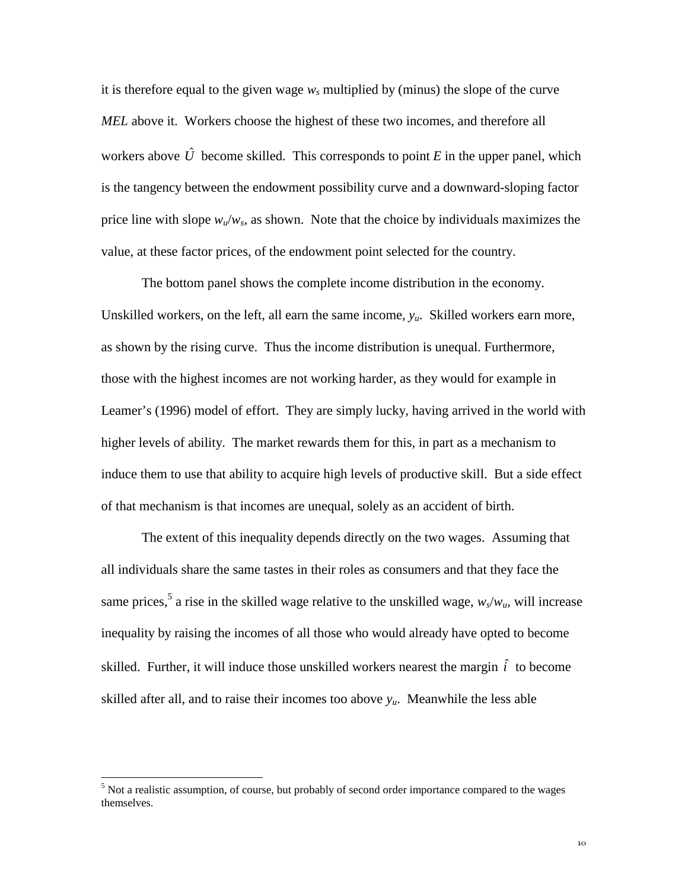it is therefore equal to the given wage $w_s$ multiplied by (minus) the slope of the curve *MEL* above it. Workers choose the highest of these two incomes, and therefore all workers above $\hat{U}$ become skilled. This corresponds to point *E* in the upper panel, which is the tangency between the endowment possibility curve and a downward-sloping factor price line with slope $w_u/w_s$, as shown. Note that the choice by individuals maximizes the value, at these factor prices, of the endowment point selected for the country.

The bottom panel shows the complete income distribution in the economy. Unskilled workers, on the left, all earn the same income, $y_u$. Skilled workers earn more, as shown by the rising curve. Thus the income distribution is unequal. Furthermore, those with the highest incomes are not working harder, as they would for example in Leamer's (1996) model of effort. They are simply lucky, having arrived in the world with higher levels of ability. The market rewards them for this, in part as a mechanism to induce them to use that ability to acquire high levels of productive skill. But a side effect of that mechanism is that incomes are unequal, solely as an accident of birth.

The extent of this inequality depends directly on the two wages. Assuming that all individuals share the same tastes in their roles as consumers and that they face the same prices,[5] a rise in the skilled wage relative to the unskilled wage, $w_s/w_u$, will increase inequality by raising the incomes of all those who would already have opted to become skilled. Further, it will induce those unskilled workers nearest the margin $\hat{i}$ to become skilled after all, and to raise their incomes too above $y_u$. Meanwhile the less able

---

[5] Not a realistic assumption, of course, but probably of second order importance compared to the wages themselves.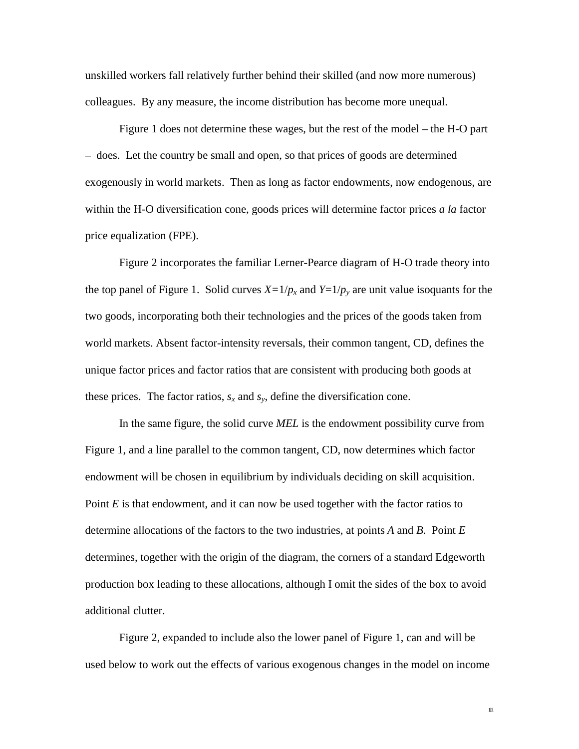unskilled workers fall relatively further behind their skilled (and now more numerous) colleagues. By any measure, the income distribution has become more unequal.

Figure 1 does not determine these wages, but the rest of the model – the H-O part – does. Let the country be small and open, so that prices of goods are determined exogenously in world markets. Then as long as factor endowments, now endogenous, are within the H-O diversification cone, goods prices will determine factor prices *a la* factor price equalization (FPE).

Figure 2 incorporates the familiar Lerner-Pearce diagram of H-O trade theory into the top panel of Figure 1. Solid curves $X=1/p_x$ and $Y=1/p_y$ are unit value isoquants for the two goods, incorporating both their technologies and the prices of the goods taken from world markets. Absent factor-intensity reversals, their common tangent, CD, defines the unique factor prices and factor ratios that are consistent with producing both goods at these prices. The factor ratios, $s_x$ and $s_y$, define the diversification cone.

In the same figure, the solid curve *MEL* is the endowment possibility curve from Figure 1, and a line parallel to the common tangent, CD, now determines which factor endowment will be chosen in equilibrium by individuals deciding on skill acquisition. Point *E* is that endowment, and it can now be used together with the factor ratios to determine allocations of the factors to the two industries, at points *A* and *B*. Point *E* determines, together with the origin of the diagram, the corners of a standard Edgeworth production box leading to these allocations, although I omit the sides of the box to avoid additional clutter.

Figure 2, expanded to include also the lower panel of Figure 1, can and will be used below to work out the effects of various exogenous changes in the model on income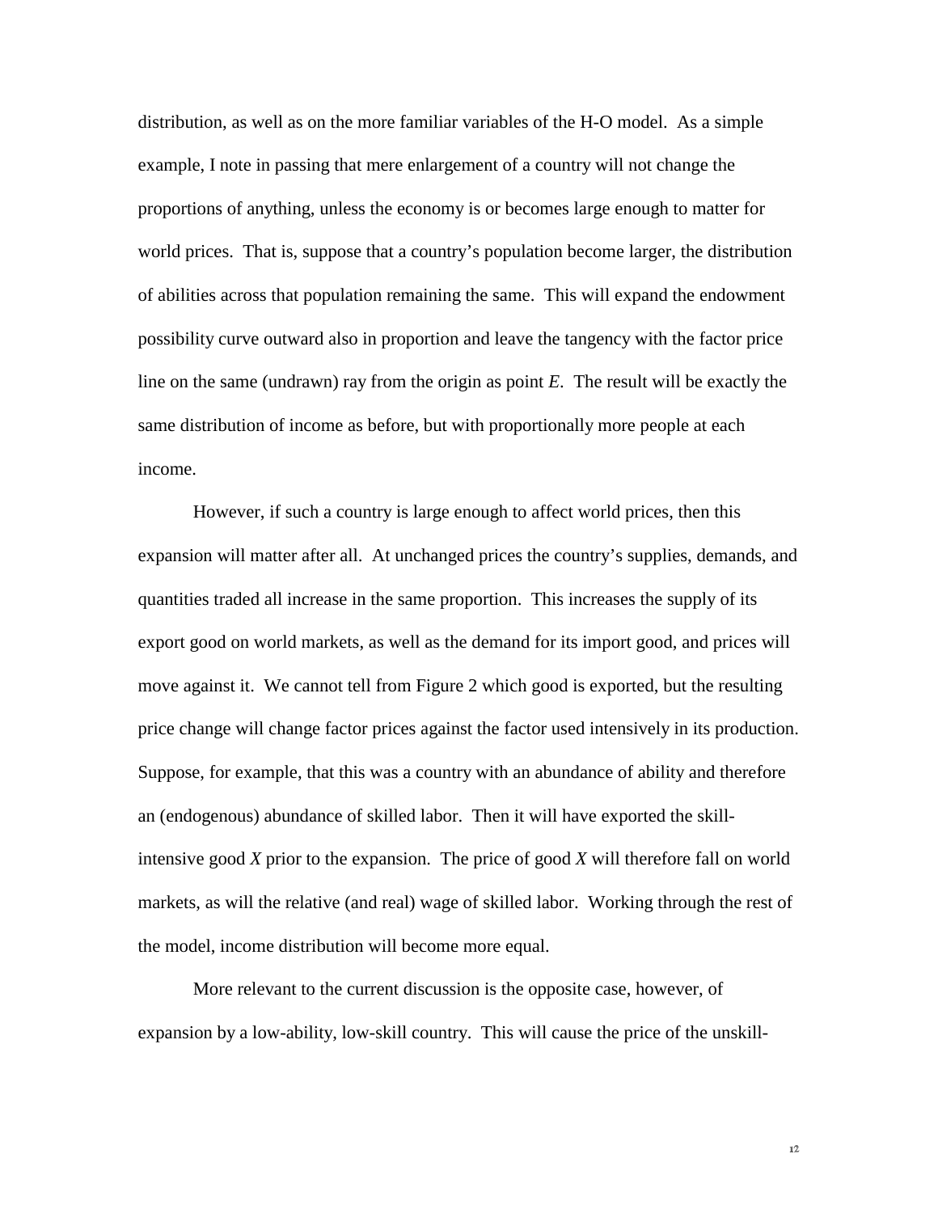distribution, as well as on the more familiar variables of the H-O model. As a simple example, I note in passing that mere enlargement of a country will not change the proportions of anything, unless the economy is or becomes large enough to matter for world prices. That is, suppose that a country's population become larger, the distribution of abilities across that population remaining the same. This will expand the endowment possibility curve outward also in proportion and leave the tangency with the factor price line on the same (undrawn) ray from the origin as point *E*. The result will be exactly the same distribution of income as before, but with proportionally more people at each income.

However, if such a country is large enough to affect world prices, then this expansion will matter after all. At unchanged prices the country's supplies, demands, and quantities traded all increase in the same proportion. This increases the supply of its export good on world markets, as well as the demand for its import good, and prices will move against it. We cannot tell from Figure 2 which good is exported, but the resulting price change will change factor prices against the factor used intensively in its production. Suppose, for example, that this was a country with an abundance of ability and therefore an (endogenous) abundance of skilled labor. Then it will have exported the skill-intensive good *X* prior to the expansion. The price of good *X* will therefore fall on world markets, as will the relative (and real) wage of skilled labor. Working through the rest of the model, income distribution will become more equal.

More relevant to the current discussion is the opposite case, however, of expansion by a low-ability, low-skill country. This will cause the price of the unskill-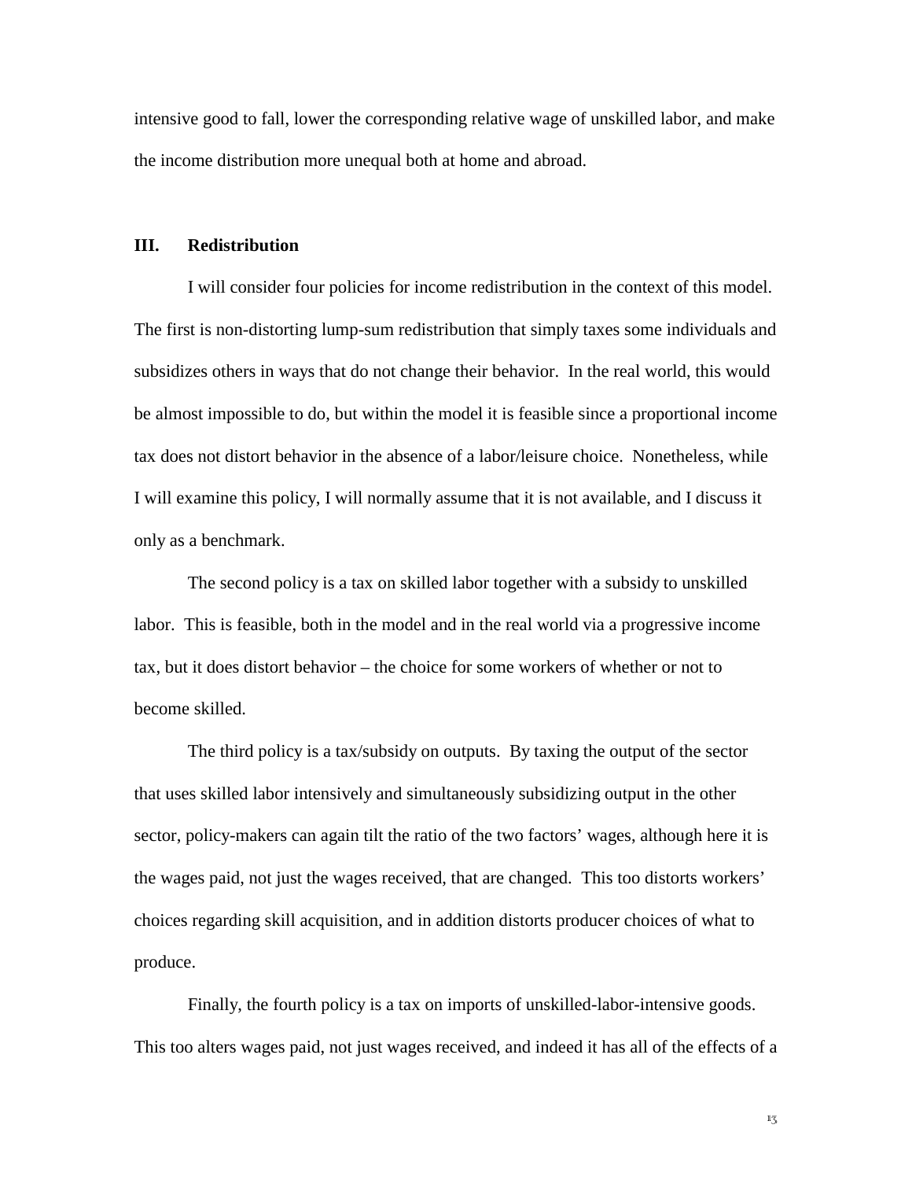intensive good to fall, lower the corresponding relative wage of unskilled labor, and make the income distribution more unequal both at home and abroad.

## III. Redistribution

I will consider four policies for income redistribution in the context of this model. The first is non-distorting lump-sum redistribution that simply taxes some individuals and subsidizes others in ways that do not change their behavior. In the real world, this would be almost impossible to do, but within the model it is feasible since a proportional income tax does not distort behavior in the absence of a labor/leisure choice. Nonetheless, while I will examine this policy, I will normally assume that it is not available, and I discuss it only as a benchmark.

The second policy is a tax on skilled labor together with a subsidy to unskilled labor. This is feasible, both in the model and in the real world via a progressive income tax, but it does distort behavior – the choice for some workers of whether or not to become skilled.

The third policy is a tax/subsidy on outputs. By taxing the output of the sector that uses skilled labor intensively and simultaneously subsidizing output in the other sector, policy-makers can again tilt the ratio of the two factors' wages, although here it is the wages paid, not just the wages received, that are changed. This too distorts workers' choices regarding skill acquisition, and in addition distorts producer choices of what to produce.

Finally, the fourth policy is a tax on imports of unskilled-labor-intensive goods. This too alters wages paid, not just wages received, and indeed it has all of the effects of a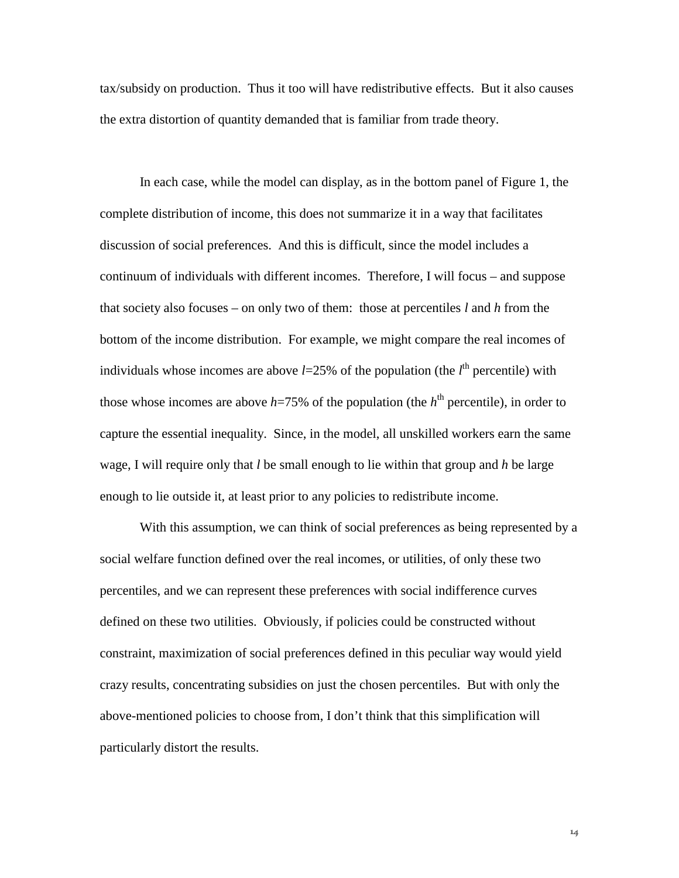tax/subsidy on production. Thus it too will have redistributive effects. But it also causes the extra distortion of quantity demanded that is familiar from trade theory.

In each case, while the model can display, as in the bottom panel of Figure 1, the complete distribution of income, this does not summarize it in a way that facilitates discussion of social preferences. And this is difficult, since the model includes a continuum of individuals with different incomes. Therefore, I will focus – and suppose that society also focuses – on only two of them: those at percentiles $l$ and $h$ from the bottom of the income distribution. For example, we might compare the real incomes of individuals whose incomes are above $l$=25% of the population (the $l^{th}$ percentile) with those whose incomes are above $h$=75% of the population (the $h^{th}$ percentile), in order to capture the essential inequality. Since, in the model, all unskilled workers earn the same wage, I will require only that $l$ be small enough to lie within that group and $h$ be large enough to lie outside it, at least prior to any policies to redistribute income.

With this assumption, we can think of social preferences as being represented by a social welfare function defined over the real incomes, or utilities, of only these two percentiles, and we can represent these preferences with social indifference curves defined on these two utilities. Obviously, if policies could be constructed without constraint, maximization of social preferences defined in this peculiar way would yield crazy results, concentrating subsidies on just the chosen percentiles. But with only the above-mentioned policies to choose from, I don't think that this simplification will particularly distort the results.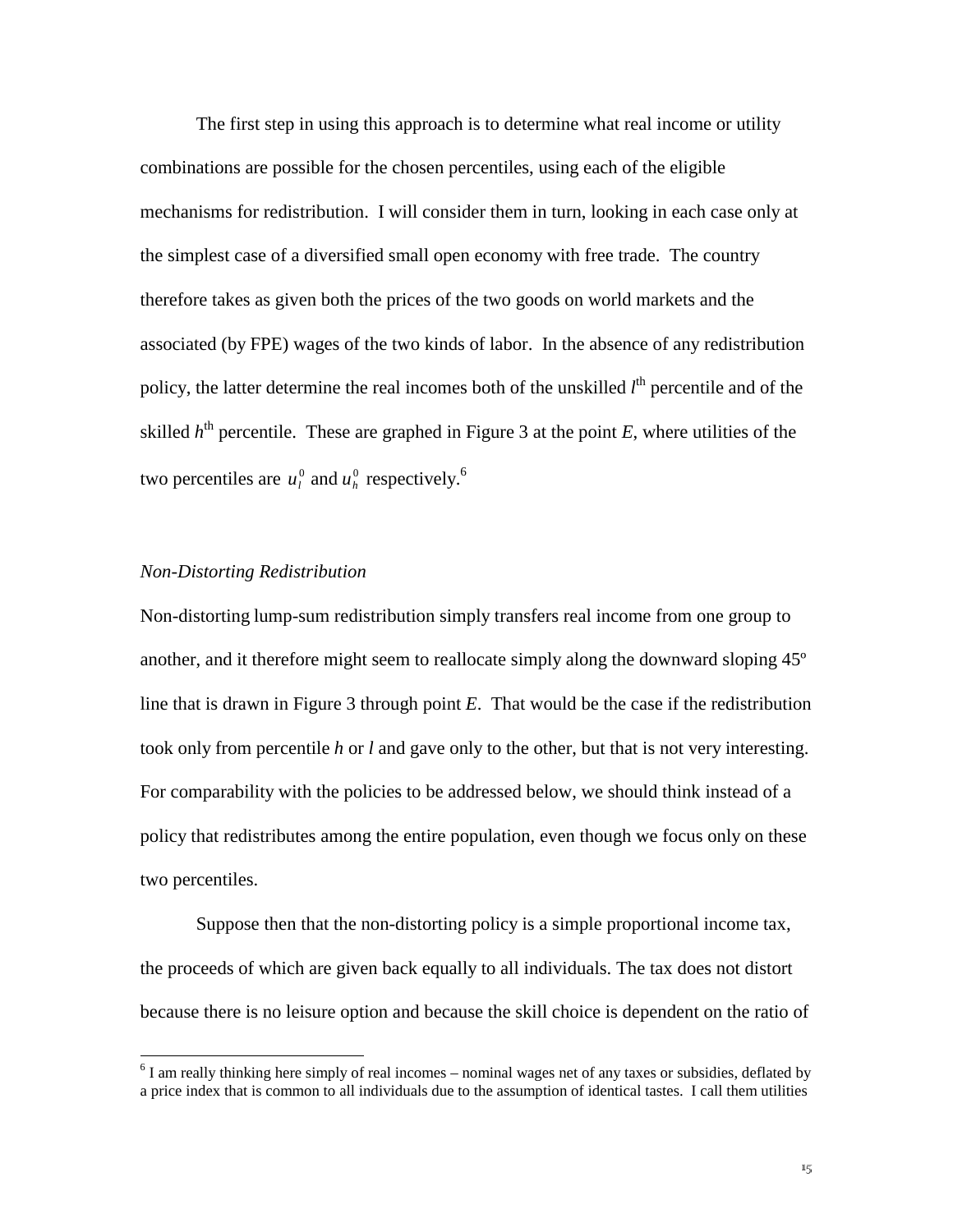The first step in using this approach is to determine what real income or utility combinations are possible for the chosen percentiles, using each of the eligible mechanisms for redistribution. I will consider them in turn, looking in each case only at the simplest case of a diversified small open economy with free trade. The country therefore takes as given both the prices of the two goods on world markets and the associated (by FPE) wages of the two kinds of labor. In the absence of any redistribution policy, the latter determine the real incomes both of the unskilled $l^{\text{th}}$ percentile and of the skilled $h^{\text{th}}$ percentile. These are graphed in Figure 3 at the point *E*, where utilities of the two percentiles are $u_l^0$ and $u_h^0$ respectively.[6]

*Non-Distorting Redistribution*

Non-distorting lump-sum redistribution simply transfers real income from one group to another, and it therefore might seem to reallocate simply along the downward sloping 45º line that is drawn in Figure 3 through point *E*. That would be the case if the redistribution took only from percentile *h* or *l* and gave only to the other, but that is not very interesting. For comparability with the policies to be addressed below, we should think instead of a policy that redistributes among the entire population, even though we focus only on these two percentiles.

Suppose then that the non-distorting policy is a simple proportional income tax, the proceeds of which are given back equally to all individuals. The tax does not distort because there is no leisure option and because the skill choice is dependent on the ratio of

[6] I am really thinking here simply of real incomes – nominal wages net of any taxes or subsidies, deflated by a price index that is common to all individuals due to the assumption of identical tastes. I call them utilities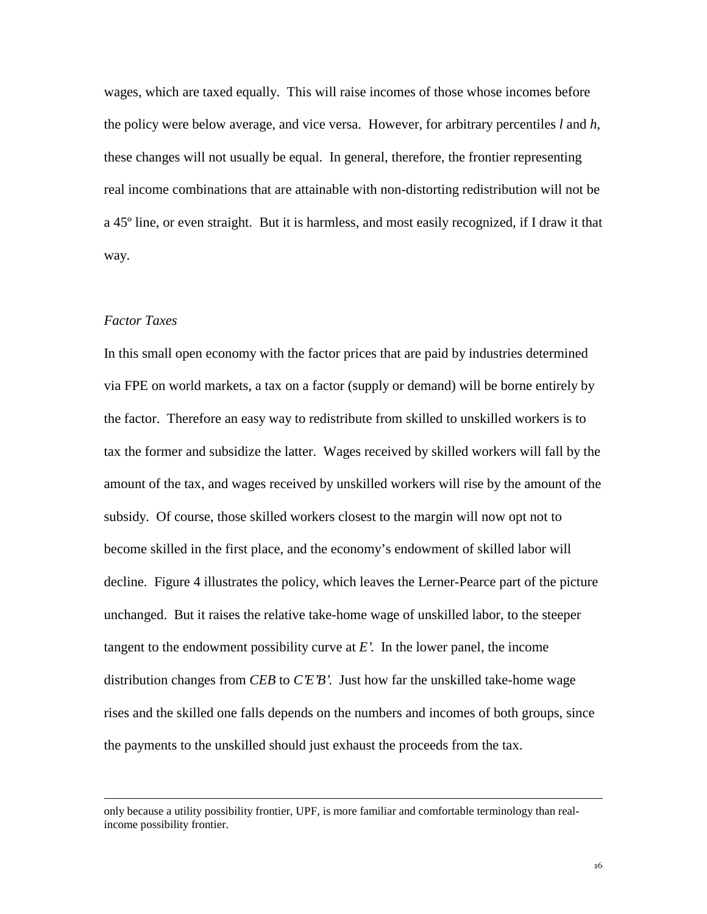wages, which are taxed equally. This will raise incomes of those whose incomes before the policy were below average, and vice versa. However, for arbitrary percentiles *l* and *h*, these changes will not usually be equal. In general, therefore, the frontier representing real income combinations that are attainable with non-distorting redistribution will not be a 45º line, or even straight. But it is harmless, and most easily recognized, if I draw it that way.

*Factor Taxes*

In this small open economy with the factor prices that are paid by industries determined via FPE on world markets, a tax on a factor (supply or demand) will be borne entirely by the factor. Therefore an easy way to redistribute from skilled to unskilled workers is to tax the former and subsidize the latter. Wages received by skilled workers will fall by the amount of the tax, and wages received by unskilled workers will rise by the amount of the subsidy. Of course, those skilled workers closest to the margin will now opt not to become skilled in the first place, and the economy's endowment of skilled labor will decline. Figure 4 illustrates the policy, which leaves the Lerner-Pearce part of the picture unchanged. But it raises the relative take-home wage of unskilled labor, to the steeper tangent to the endowment possibility curve at *E'*. In the lower panel, the income distribution changes from *CEB* to *C'E'B'*. Just how far the unskilled take-home wage rises and the skilled one falls depends on the numbers and incomes of both groups, since the payments to the unskilled should just exhaust the proceeds from the tax.

---

only because a utility possibility frontier, UPF, is more familiar and comfortable terminology than real-income possibility frontier.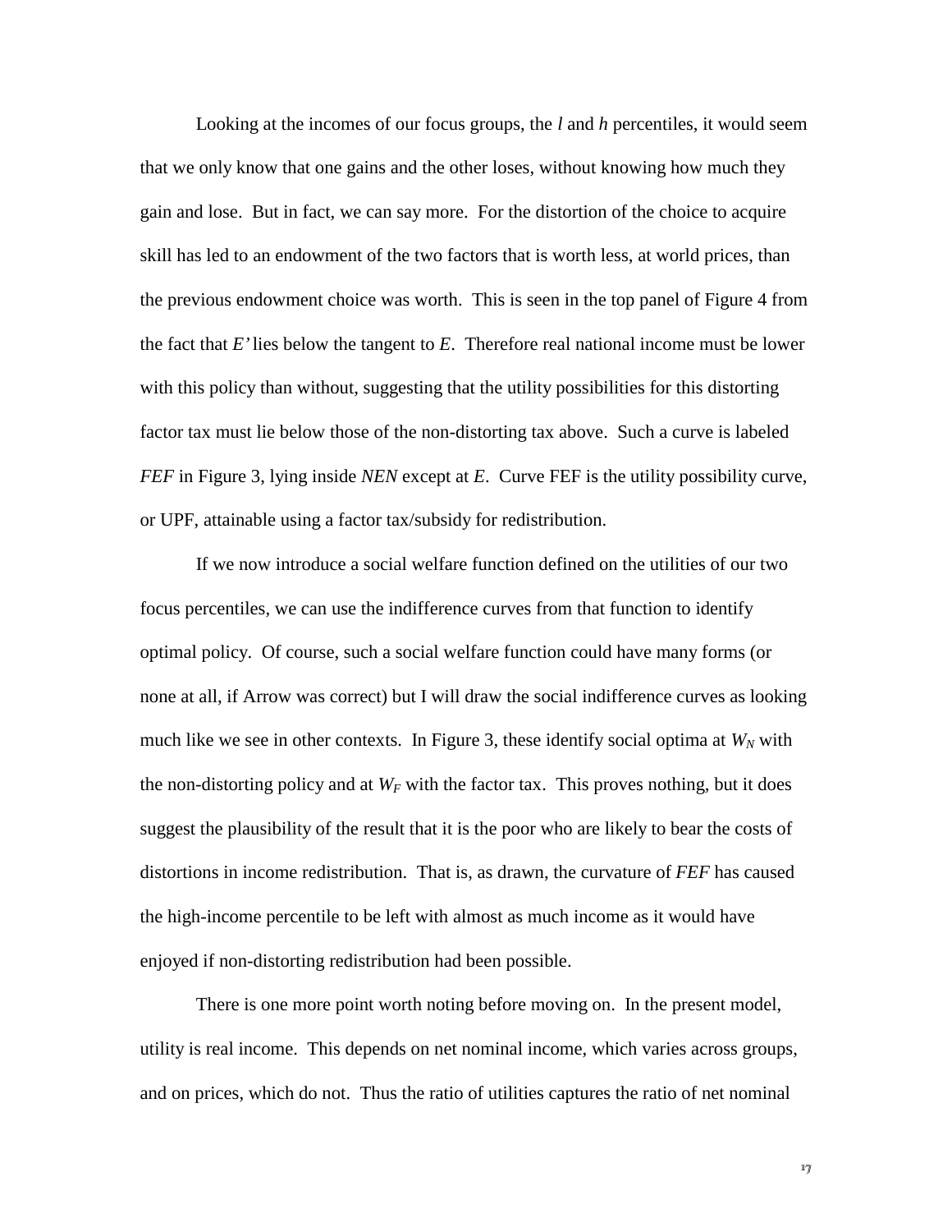Looking at the incomes of our focus groups, the *l* and *h* percentiles, it would seem that we only know that one gains and the other loses, without knowing how much they gain and lose. But in fact, we can say more. For the distortion of the choice to acquire skill has led to an endowment of the two factors that is worth less, at world prices, than the previous endowment choice was worth. This is seen in the top panel of Figure 4 from the fact that *E'* lies below the tangent to *E*. Therefore real national income must be lower with this policy than without, suggesting that the utility possibilities for this distorting factor tax must lie below those of the non-distorting tax above. Such a curve is labeled *FEF* in Figure 3, lying inside *NEN* except at *E*. Curve FEF is the utility possibility curve, or UPF, attainable using a factor tax/subsidy for redistribution.

If we now introduce a social welfare function defined on the utilities of our two focus percentiles, we can use the indifference curves from that function to identify optimal policy. Of course, such a social welfare function could have many forms (or none at all, if Arrow was correct) but I will draw the social indifference curves as looking much like we see in other contexts. In Figure 3, these identify social optima at $W_N$ with the non-distorting policy and at $W_F$ with the factor tax. This proves nothing, but it does suggest the plausibility of the result that it is the poor who are likely to bear the costs of distortions in income redistribution. That is, as drawn, the curvature of *FEF* has caused the high-income percentile to be left with almost as much income as it would have enjoyed if non-distorting redistribution had been possible.

There is one more point worth noting before moving on. In the present model, utility is real income. This depends on net nominal income, which varies across groups, and on prices, which do not. Thus the ratio of utilities captures the ratio of net nominal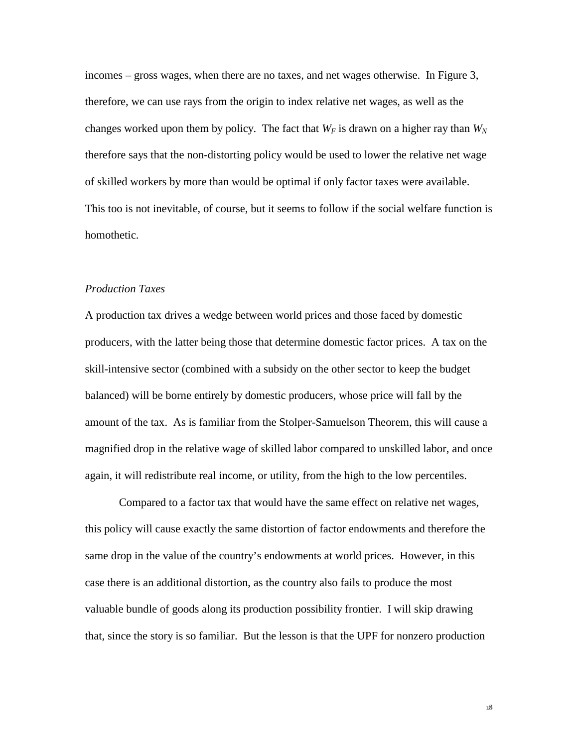incomes – gross wages, when there are no taxes, and net wages otherwise. In Figure 3, therefore, we can use rays from the origin to index relative net wages, as well as the changes worked upon them by policy. The fact that $W_F$ is drawn on a higher ray than $W_N$ therefore says that the non-distorting policy would be used to lower the relative net wage of skilled workers by more than would be optimal if only factor taxes were available. This too is not inevitable, of course, but it seems to follow if the social welfare function is homothetic.

*Production Taxes*

A production tax drives a wedge between world prices and those faced by domestic producers, with the latter being those that determine domestic factor prices. A tax on the skill-intensive sector (combined with a subsidy on the other sector to keep the budget balanced) will be borne entirely by domestic producers, whose price will fall by the amount of the tax. As is familiar from the Stolper-Samuelson Theorem, this will cause a magnified drop in the relative wage of skilled labor compared to unskilled labor, and once again, it will redistribute real income, or utility, from the high to the low percentiles.

Compared to a factor tax that would have the same effect on relative net wages, this policy will cause exactly the same distortion of factor endowments and therefore the same drop in the value of the country's endowments at world prices. However, in this case there is an additional distortion, as the country also fails to produce the most valuable bundle of goods along its production possibility frontier. I will skip drawing that, since the story is so familiar. But the lesson is that the UPF for nonzero production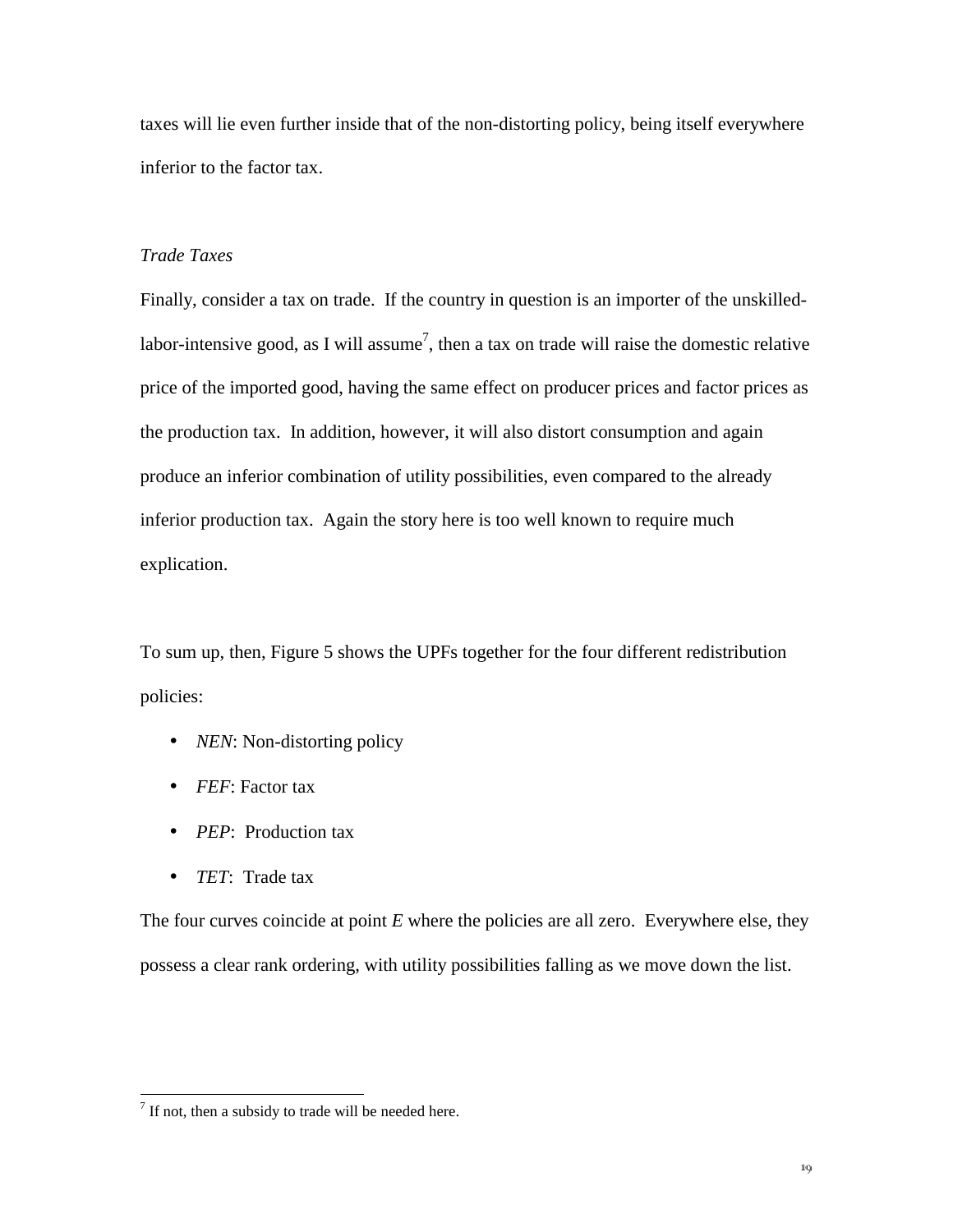taxes will lie even further inside that of the non-distorting policy, being itself everywhere inferior to the factor tax.

*Trade Taxes*

Finally, consider a tax on trade. If the country in question is an importer of the unskilled-labor-intensive good, as I will assume[7], then a tax on trade will raise the domestic relative price of the imported good, having the same effect on producer prices and factor prices as the production tax. In addition, however, it will also distort consumption and again produce an inferior combination of utility possibilities, even compared to the already inferior production tax. Again the story here is too well known to require much explication.

To sum up, then, Figure 5 shows the UPFs together for the four different redistribution policies:

- *NEN*: Non-distorting policy
- *FEF*: Factor tax
- *PEP*: Production tax
- *TET*: Trade tax

The four curves coincide at point *E* where the policies are all zero. Everywhere else, they possess a clear rank ordering, with utility possibilities falling as we move down the list.

[7] If not, then a subsidy to trade will be needed here.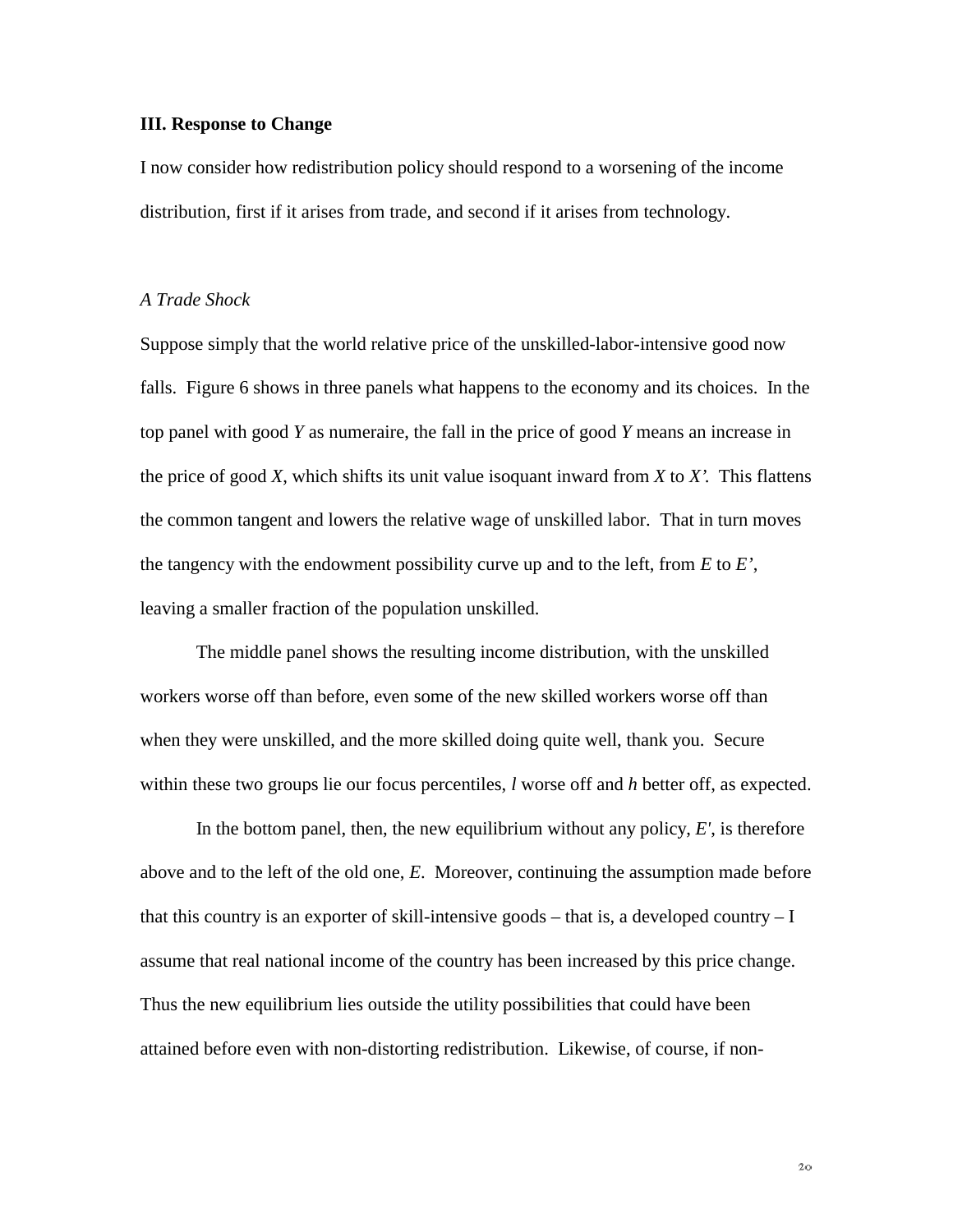### III. Response to Change

I now consider how redistribution policy should respond to a worsening of the income distribution, first if it arises from trade, and second if it arises from technology.

*A Trade Shock*

Suppose simply that the world relative price of the unskilled-labor-intensive good now falls. Figure 6 shows in three panels what happens to the economy and its choices. In the top panel with good *Y* as numeraire, the fall in the price of good *Y* means an increase in the price of good *X*, which shifts its unit value isoquant inward from *X* to *X'*. This flattens the common tangent and lowers the relative wage of unskilled labor. That in turn moves the tangency with the endowment possibility curve up and to the left, from *E* to *E'*, leaving a smaller fraction of the population unskilled.

The middle panel shows the resulting income distribution, with the unskilled workers worse off than before, even some of the new skilled workers worse off than when they were unskilled, and the more skilled doing quite well, thank you. Secure within these two groups lie our focus percentiles, *l* worse off and *h* better off, as expected.

In the bottom panel, then, the new equilibrium without any policy, *E'*, is therefore above and to the left of the old one, *E*. Moreover, continuing the assumption made before that this country is an exporter of skill-intensive goods – that is, a developed country – I assume that real national income of the country has been increased by this price change. Thus the new equilibrium lies outside the utility possibilities that could have been attained before even with non-distorting redistribution. Likewise, of course, if non-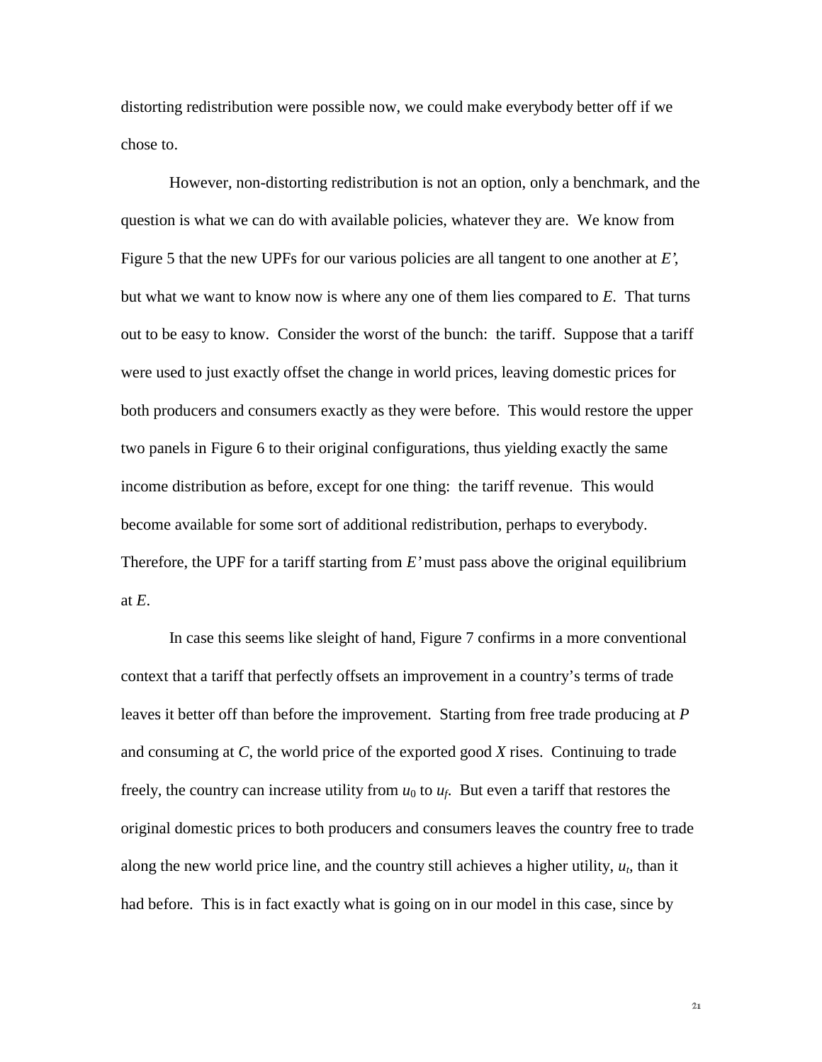distorting redistribution were possible now, we could make everybody better off if we chose to.

However, non-distorting redistribution is not an option, only a benchmark, and the question is what we can do with available policies, whatever they are. We know from Figure 5 that the new UPFs for our various policies are all tangent to one another at *E'*, but what we want to know now is where any one of them lies compared to *E*. That turns out to be easy to know. Consider the worst of the bunch: the tariff. Suppose that a tariff were used to just exactly offset the change in world prices, leaving domestic prices for both producers and consumers exactly as they were before. This would restore the upper two panels in Figure 6 to their original configurations, thus yielding exactly the same income distribution as before, except for one thing: the tariff revenue. This would become available for some sort of additional redistribution, perhaps to everybody. Therefore, the UPF for a tariff starting from *E'* must pass above the original equilibrium at *E*.

In case this seems like sleight of hand, Figure 7 confirms in a more conventional context that a tariff that perfectly offsets an improvement in a country's terms of trade leaves it better off than before the improvement. Starting from free trade producing at *P* and consuming at *C*, the world price of the exported good *X* rises. Continuing to trade freely, the country can increase utility from $u_0$ to $u_f$. But even a tariff that restores the original domestic prices to both producers and consumers leaves the country free to trade along the new world price line, and the country still achieves a higher utility, $u_t$, than it had before. This is in fact exactly what is going on in our model in this case, since by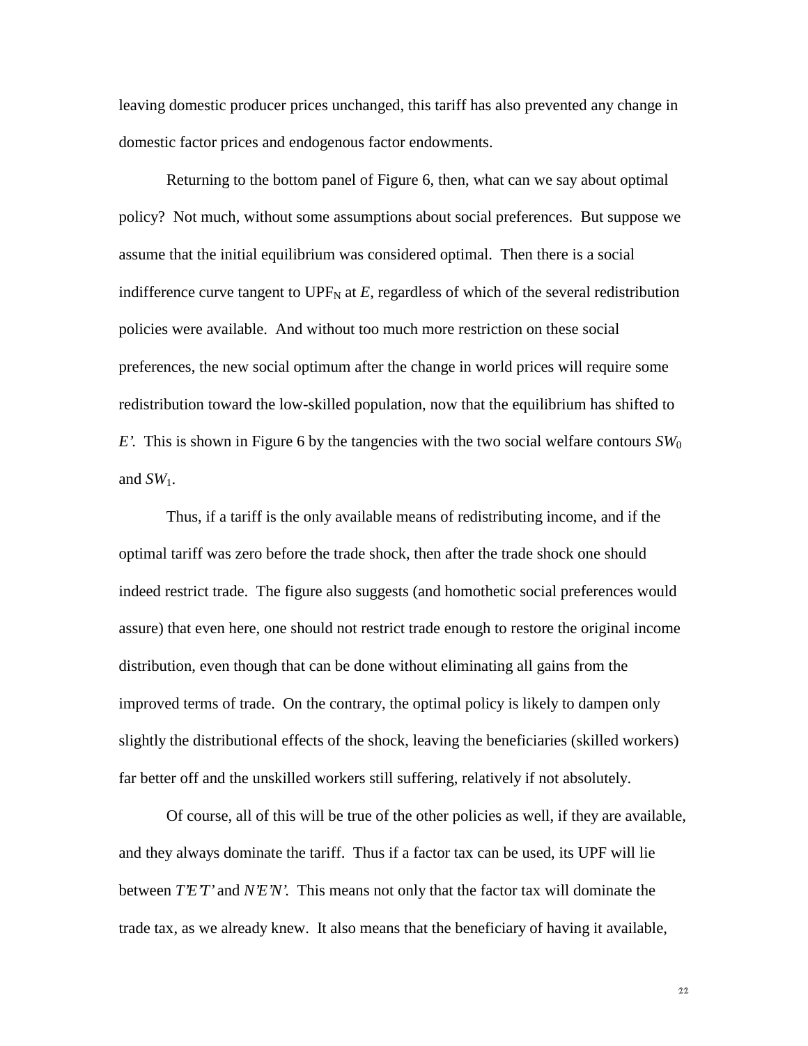leaving domestic producer prices unchanged, this tariff has also prevented any change in domestic factor prices and endogenous factor endowments.

Returning to the bottom panel of Figure 6, then, what can we say about optimal policy? Not much, without some assumptions about social preferences. But suppose we assume that the initial equilibrium was considered optimal. Then there is a social indifference curve tangent to $UPF_N$ at *E*, regardless of which of the several redistribution policies were available. And without too much more restriction on these social preferences, the new social optimum after the change in world prices will require some redistribution toward the low-skilled population, now that the equilibrium has shifted to *E'*. This is shown in Figure 6 by the tangencies with the two social welfare contours $SW_0$ and $SW_1$.

Thus, if a tariff is the only available means of redistributing income, and if the optimal tariff was zero before the trade shock, then after the trade shock one should indeed restrict trade. The figure also suggests (and homothetic social preferences would assure) that even here, one should not restrict trade enough to restore the original income distribution, even though that can be done without eliminating all gains from the improved terms of trade. On the contrary, the optimal policy is likely to dampen only slightly the distributional effects of the shock, leaving the beneficiaries (skilled workers) far better off and the unskilled workers still suffering, relatively if not absolutely.

Of course, all of this will be true of the other policies as well, if they are available, and they always dominate the tariff. Thus if a factor tax can be used, its UPF will lie between *T'E'T'* and *N'E'N'*. This means not only that the factor tax will dominate the trade tax, as we already knew. It also means that the beneficiary of having it available,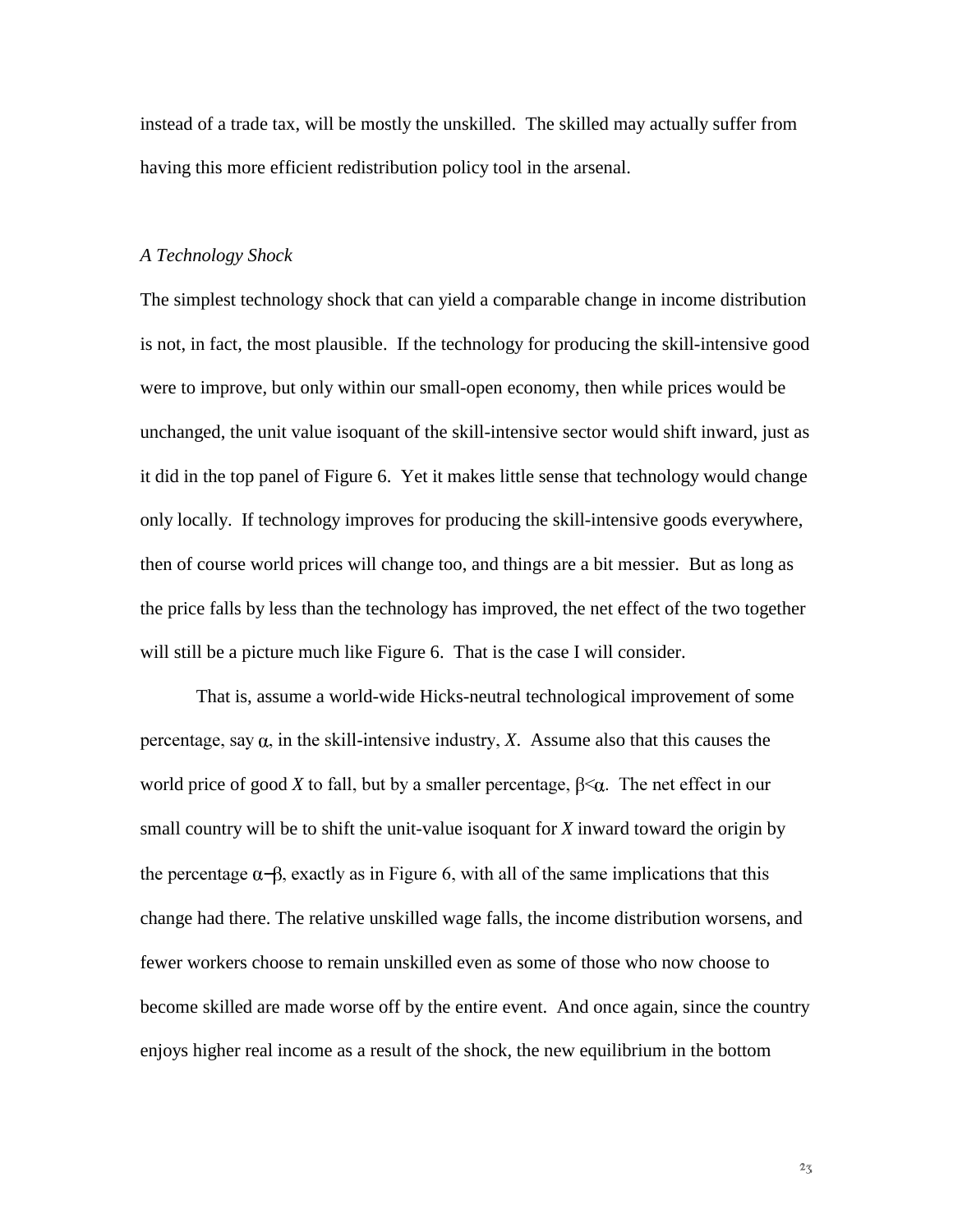instead of a trade tax, will be mostly the unskilled. The skilled may actually suffer from having this more efficient redistribution policy tool in the arsenal.

*A Technology Shock*

The simplest technology shock that can yield a comparable change in income distribution is not, in fact, the most plausible. If the technology for producing the skill-intensive good were to improve, but only within our small-open economy, then while prices would be unchanged, the unit value isoquant of the skill-intensive sector would shift inward, just as it did in the top panel of Figure 6. Yet it makes little sense that technology would change only locally. If technology improves for producing the skill-intensive goods everywhere, then of course world prices will change too, and things are a bit messier. But as long as the price falls by less than the technology has improved, the net effect of the two together will still be a picture much like Figure 6. That is the case I will consider.

That is, assume a world-wide Hicks-neutral technological improvement of some percentage, say $\alpha$, in the skill-intensive industry, $X$. Assume also that this causes the world price of good $X$ to fall, but by a smaller percentage, $\beta<\alpha$. The net effect in our small country will be to shift the unit-value isoquant for $X$ inward toward the origin by the percentage $\alpha-\beta$, exactly as in Figure 6, with all of the same implications that this change had there. The relative unskilled wage falls, the income distribution worsens, and fewer workers choose to remain unskilled even as some of those who now choose to become skilled are made worse off by the entire event. And once again, since the country enjoys higher real income as a result of the shock, the new equilibrium in the bottom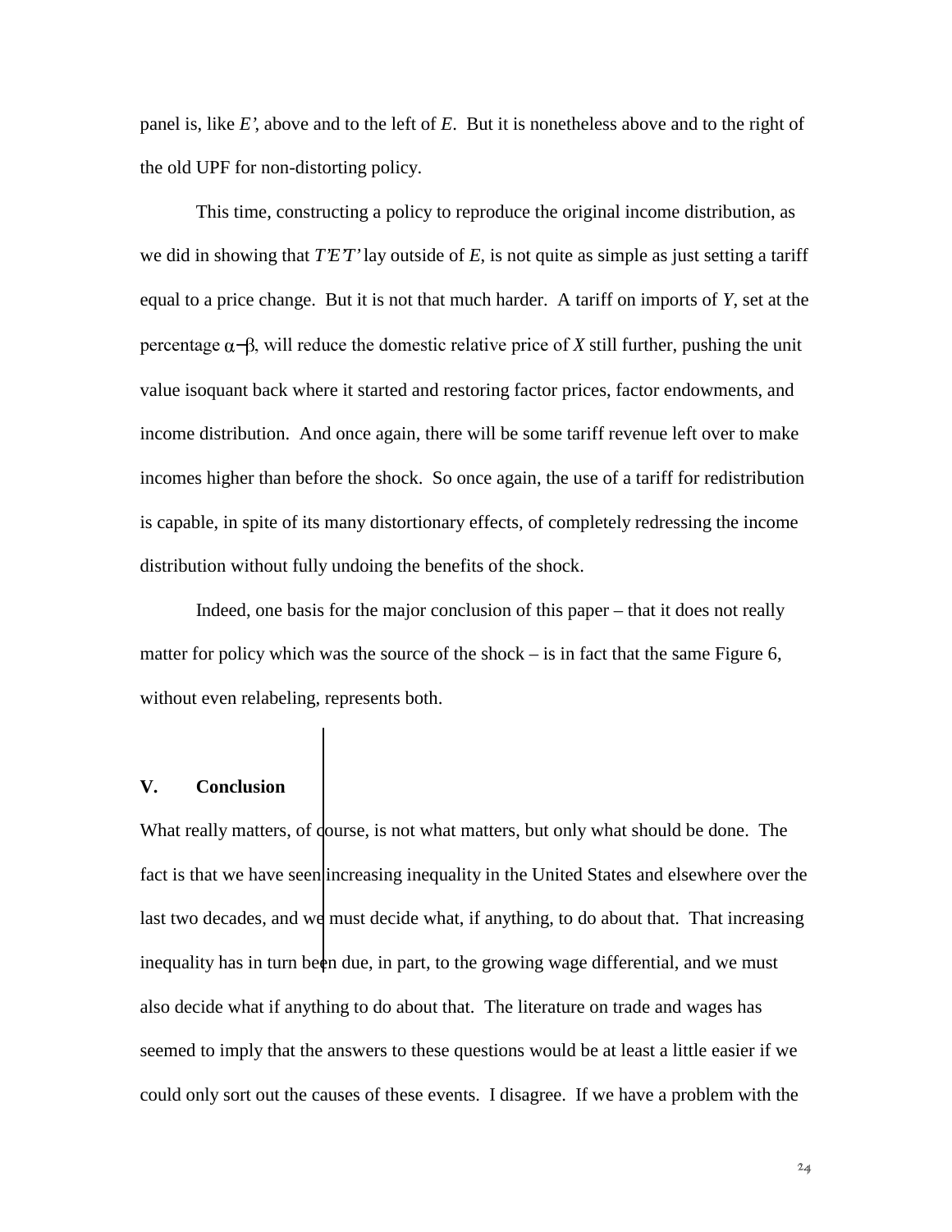panel is, like *E'*, above and to the left of *E*. But it is nonetheless above and to the right of the old UPF for non-distorting policy.

This time, constructing a policy to reproduce the original income distribution, as we did in showing that *T'E'T'* lay outside of *E*, is not quite as simple as just setting a tariff equal to a price change. But it is not that much harder. A tariff on imports of *Y*, set at the percentage $\alpha - \beta$, will reduce the domestic relative price of *X* still further, pushing the unit value isoquant back where it started and restoring factor prices, factor endowments, and income distribution. And once again, there will be some tariff revenue left over to make incomes higher than before the shock. So once again, the use of a tariff for redistribution is capable, in spite of its many distortionary effects, of completely redressing the income distribution without fully undoing the benefits of the shock.

Indeed, one basis for the major conclusion of this paper – that it does not really matter for policy which was the source of the shock – is in fact that the same Figure 6, without even relabeling, represents both.

## V. Conclusion

What really matters, of course, is not what matters, but only what should be done. The fact is that we have seen increasing inequality in the United States and elsewhere over the last two decades, and we must decide what, if anything, to do about that. That increasing inequality has in turn been due, in part, to the growing wage differential, and we must also decide what if anything to do about that. The literature on trade and wages has seemed to imply that the answers to these questions would be at least a little easier if we could only sort out the causes of these events. I disagree. If we have a problem with the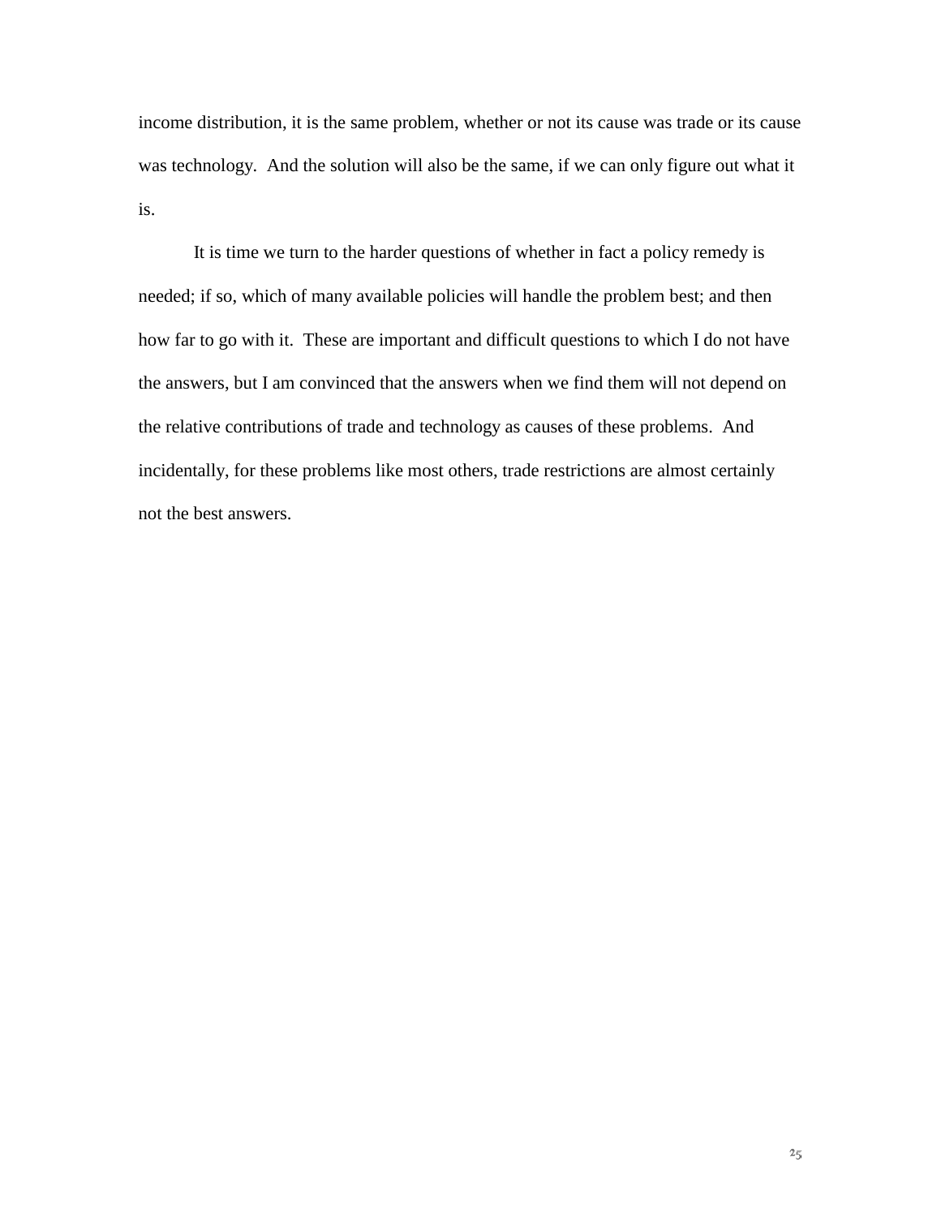income distribution, it is the same problem, whether or not its cause was trade or its cause was technology. And the solution will also be the same, if we can only figure out what it is.

It is time we turn to the harder questions of whether in fact a policy remedy is needed; if so, which of many available policies will handle the problem best; and then how far to go with it. These are important and difficult questions to which I do not have the answers, but I am convinced that the answers when we find them will not depend on the relative contributions of trade and technology as causes of these problems. And incidentally, for these problems like most others, trade restrictions are almost certainly not the best answers.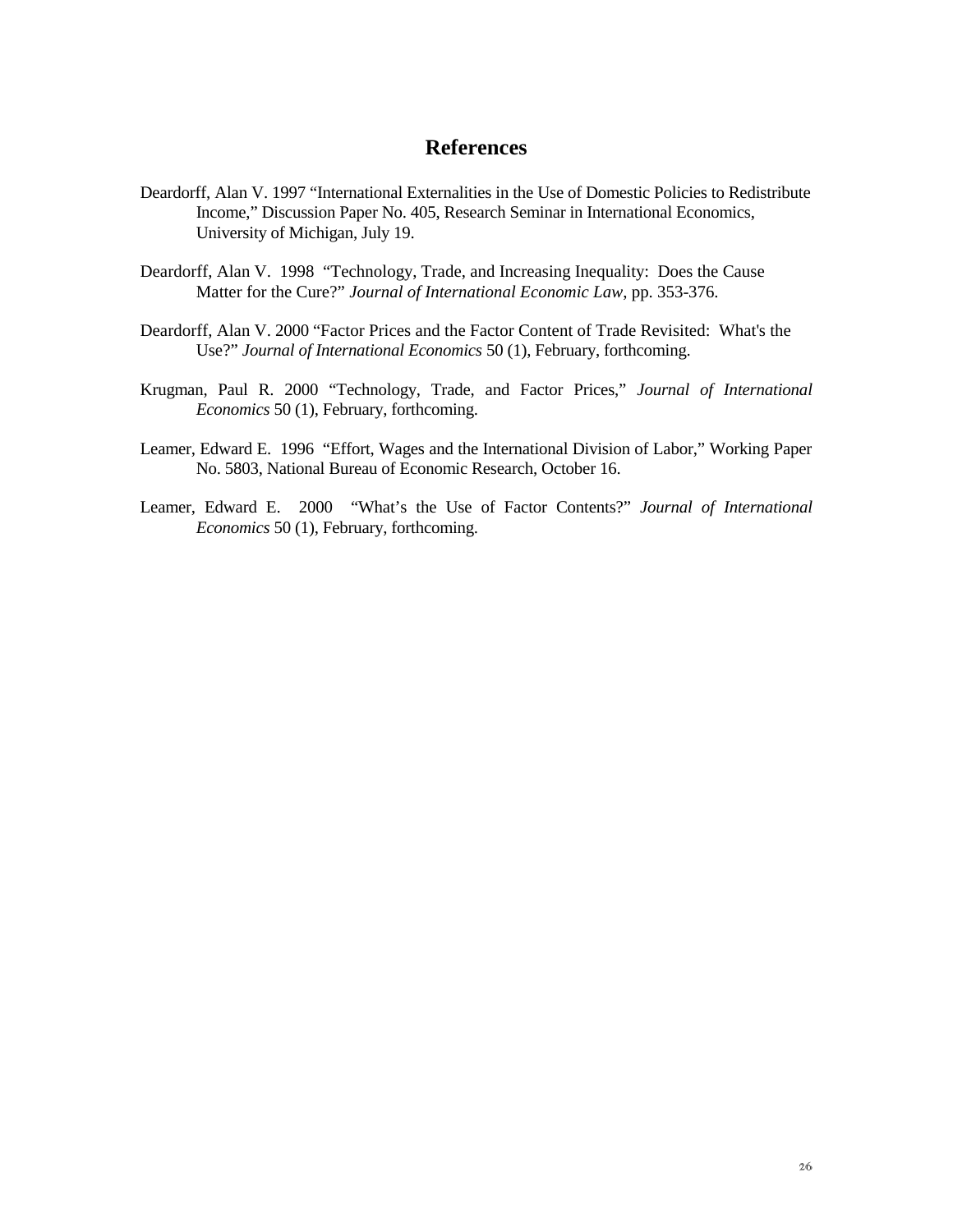# References

Deardorff, Alan V. 1997 "International Externalities in the Use of Domestic Policies to Redistribute Income," Discussion Paper No. 405, Research Seminar in International Economics, University of Michigan, July 19.

Deardorff, Alan V. 1998 "Technology, Trade, and Increasing Inequality: Does the Cause Matter for the Cure?" *Journal of International Economic Law*, pp. 353-376.

Deardorff, Alan V. 2000 "Factor Prices and the Factor Content of Trade Revisited: What's the Use?" *Journal of International Economics* 50 (1), February, forthcoming.

Krugman, Paul R. 2000 "Technology, Trade, and Factor Prices," *Journal of International Economics* 50 (1), February, forthcoming.

Leamer, Edward E. 1996 "Effort, Wages and the International Division of Labor," Working Paper No. 5803, National Bureau of Economic Research, October 16.

Leamer, Edward E. 2000 "What's the Use of Factor Contents?" *Journal of International Economics* 50 (1), February, forthcoming.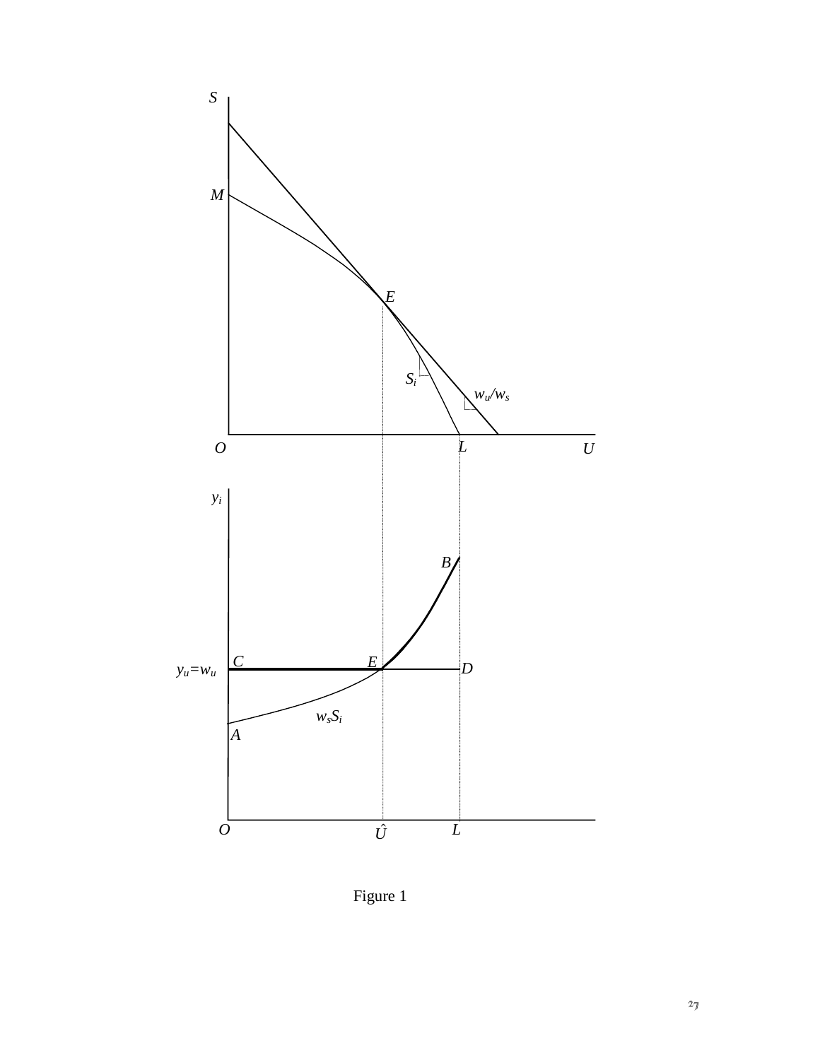Figure 1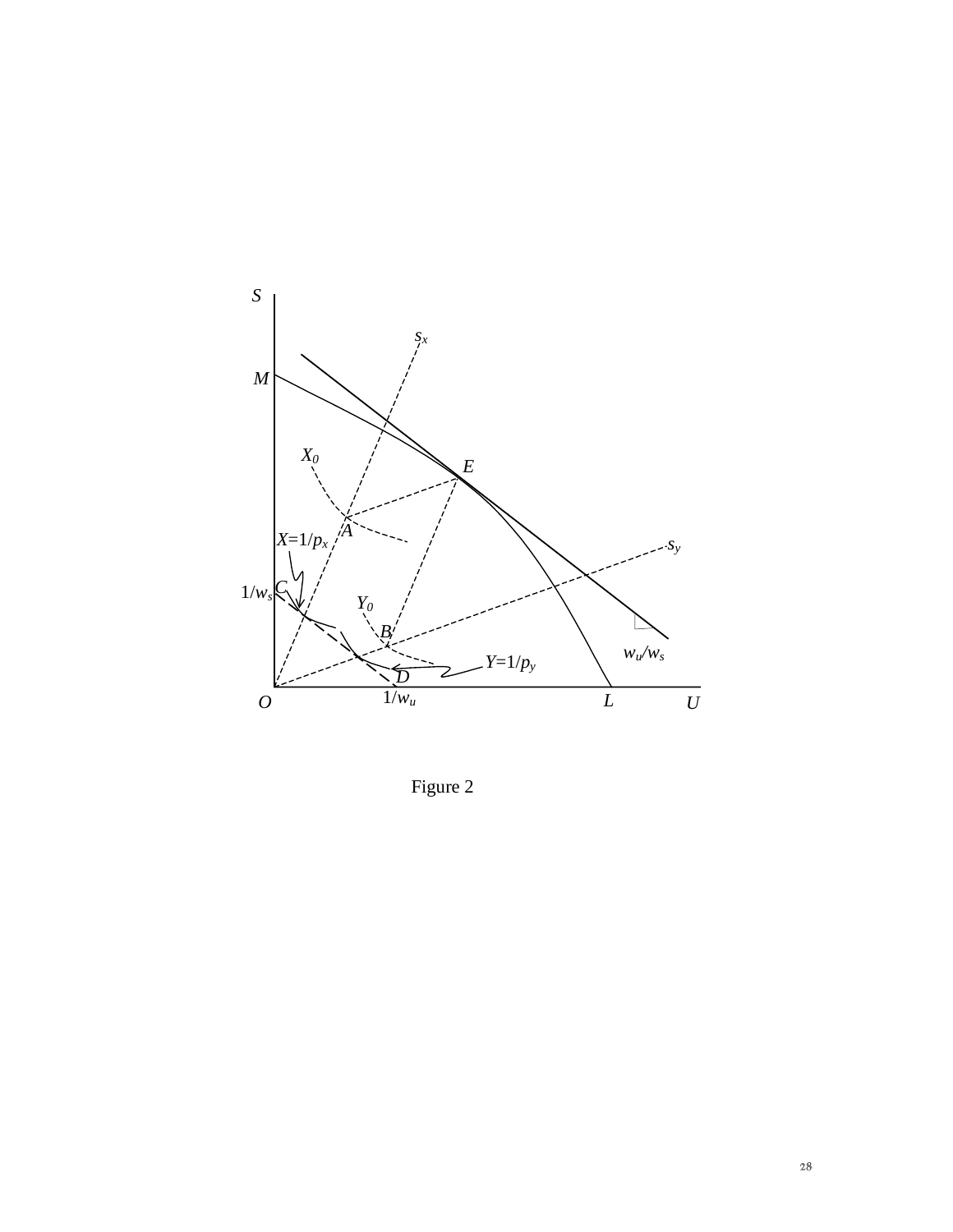Figure 2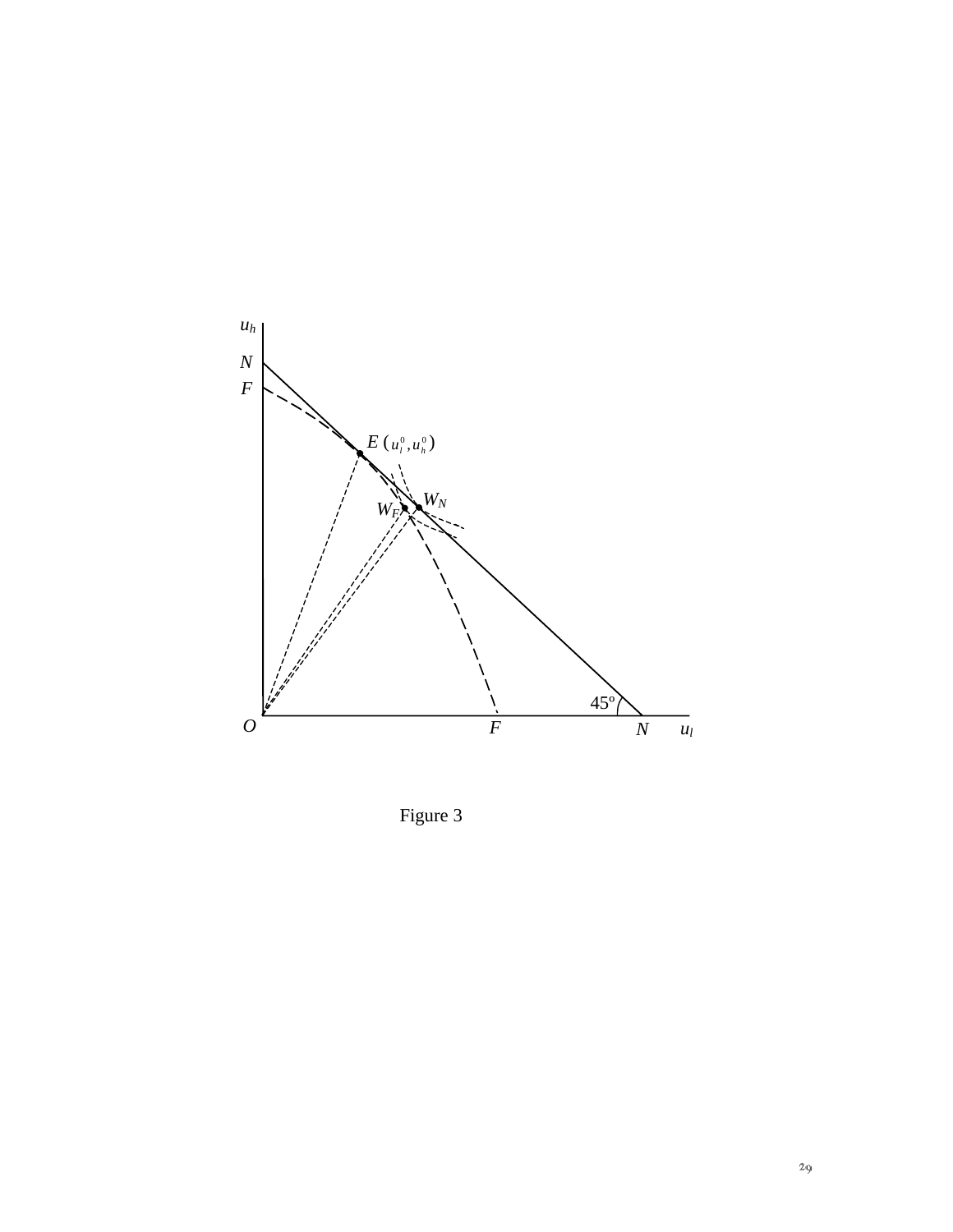Figure 3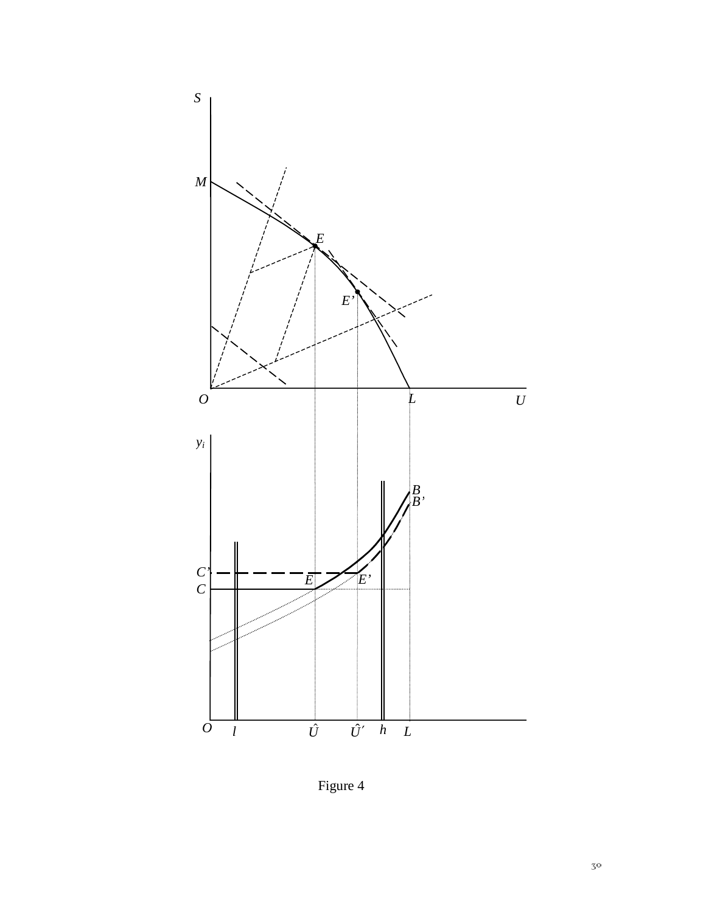Figure 4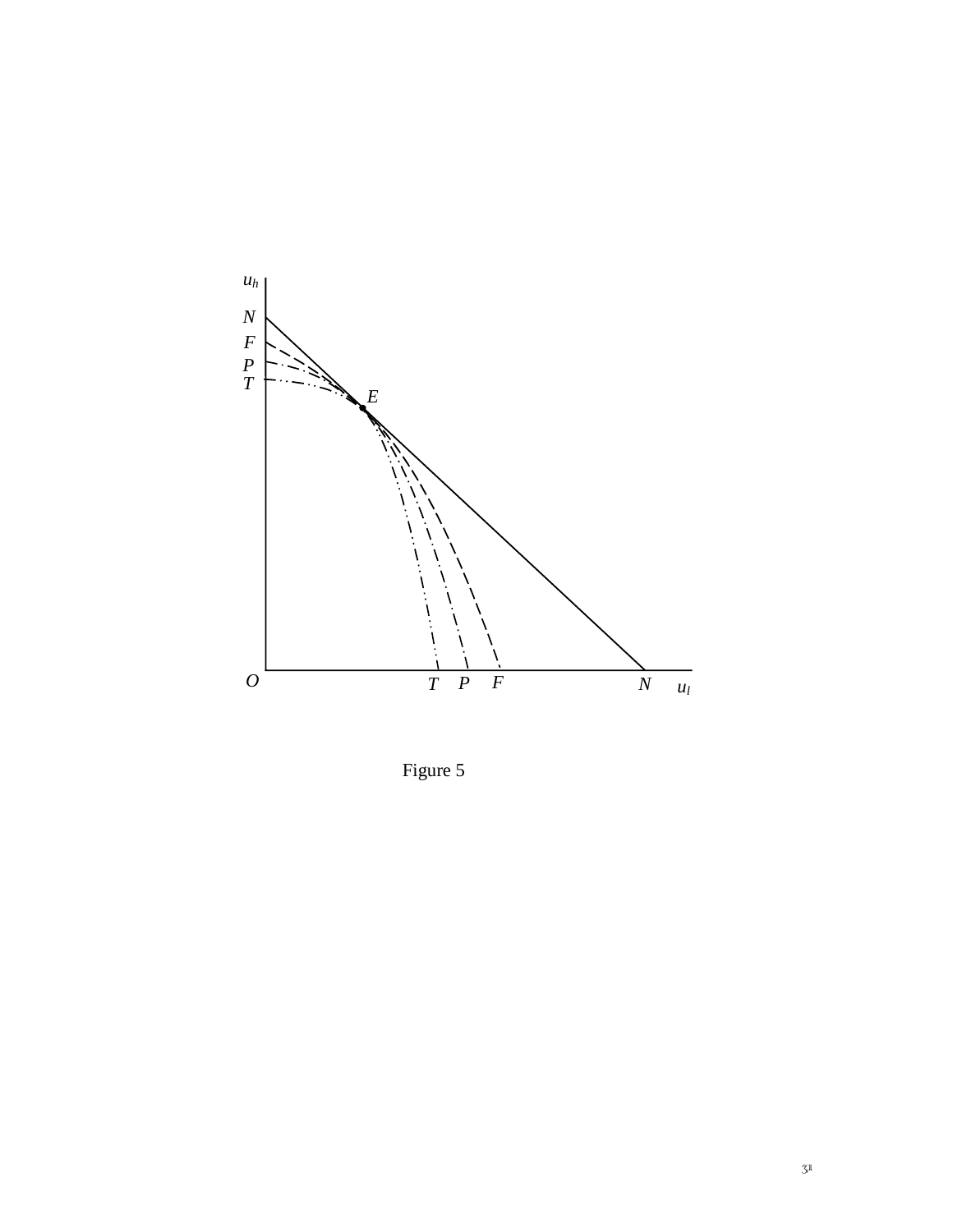Figure 5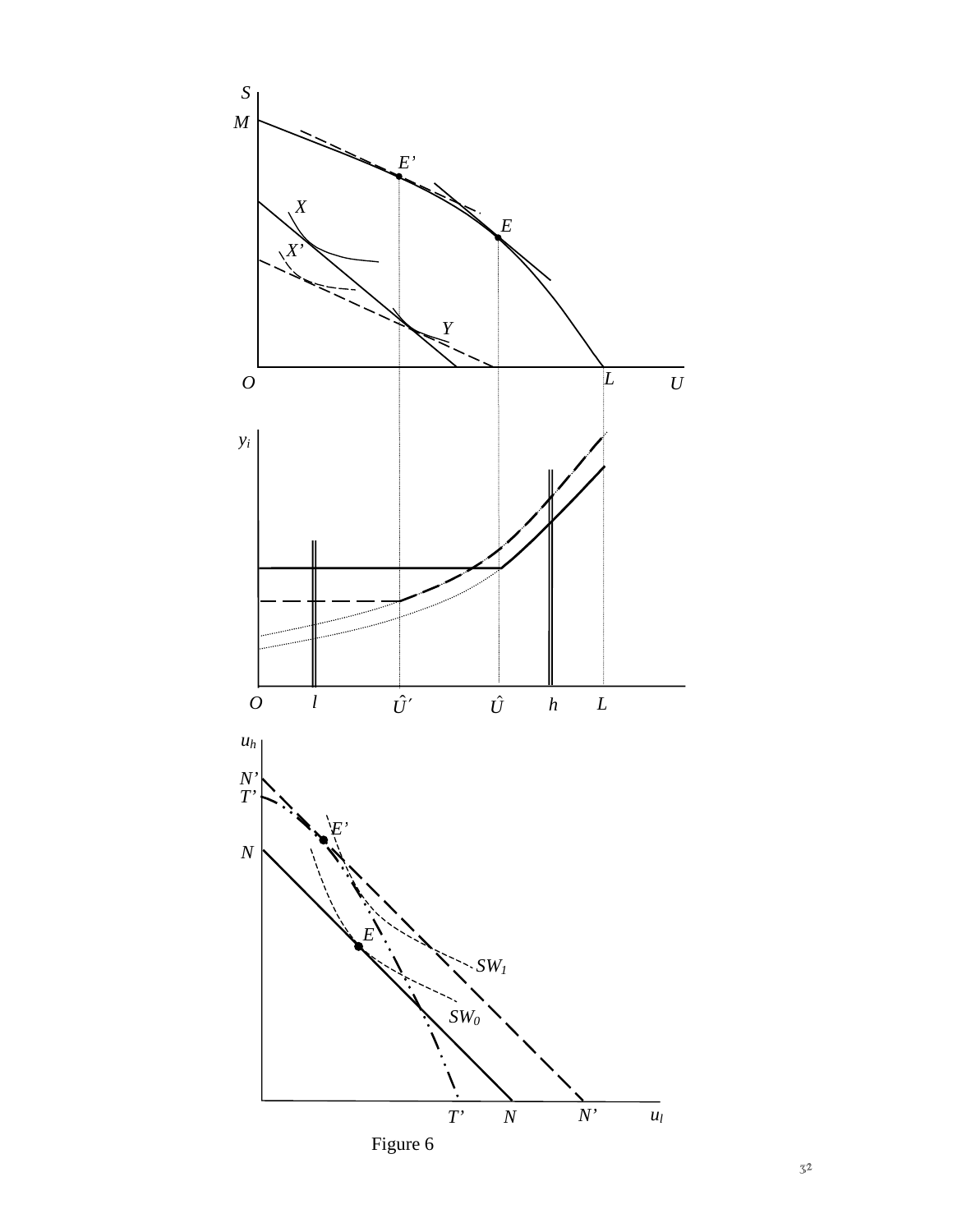Figure 6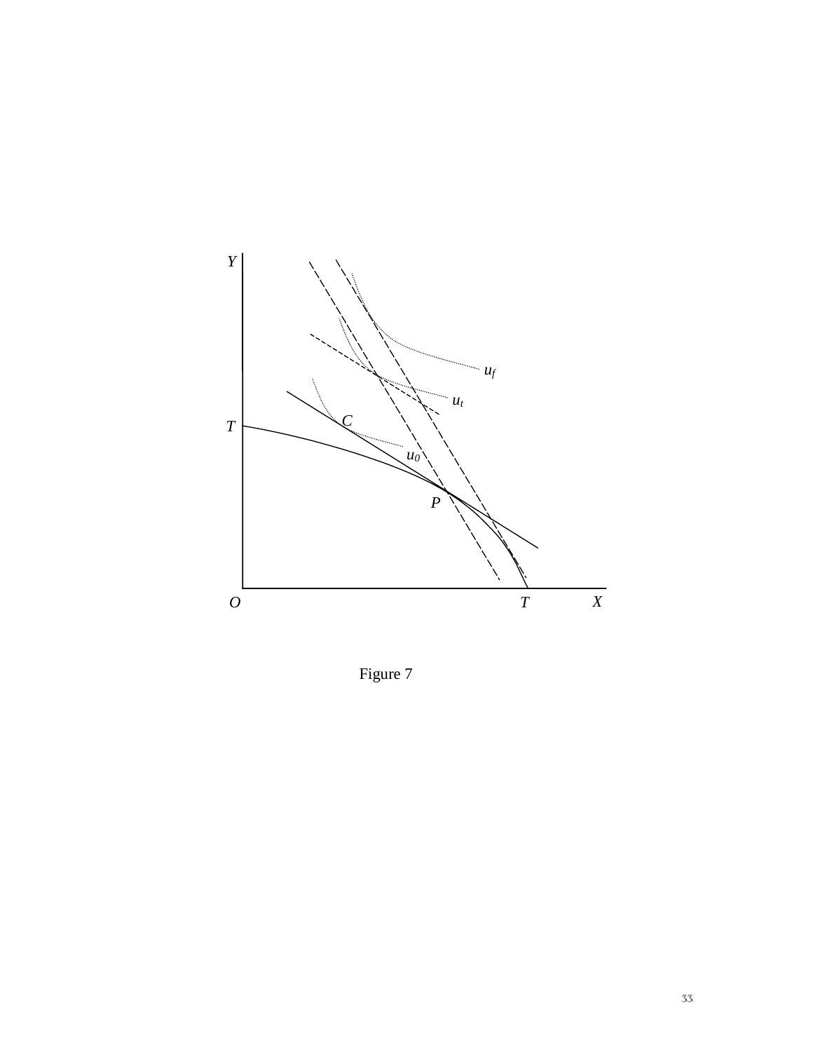Y

$u_f$

$u_t$

T

C

$u_0$

P

O

T

X

Figure 7